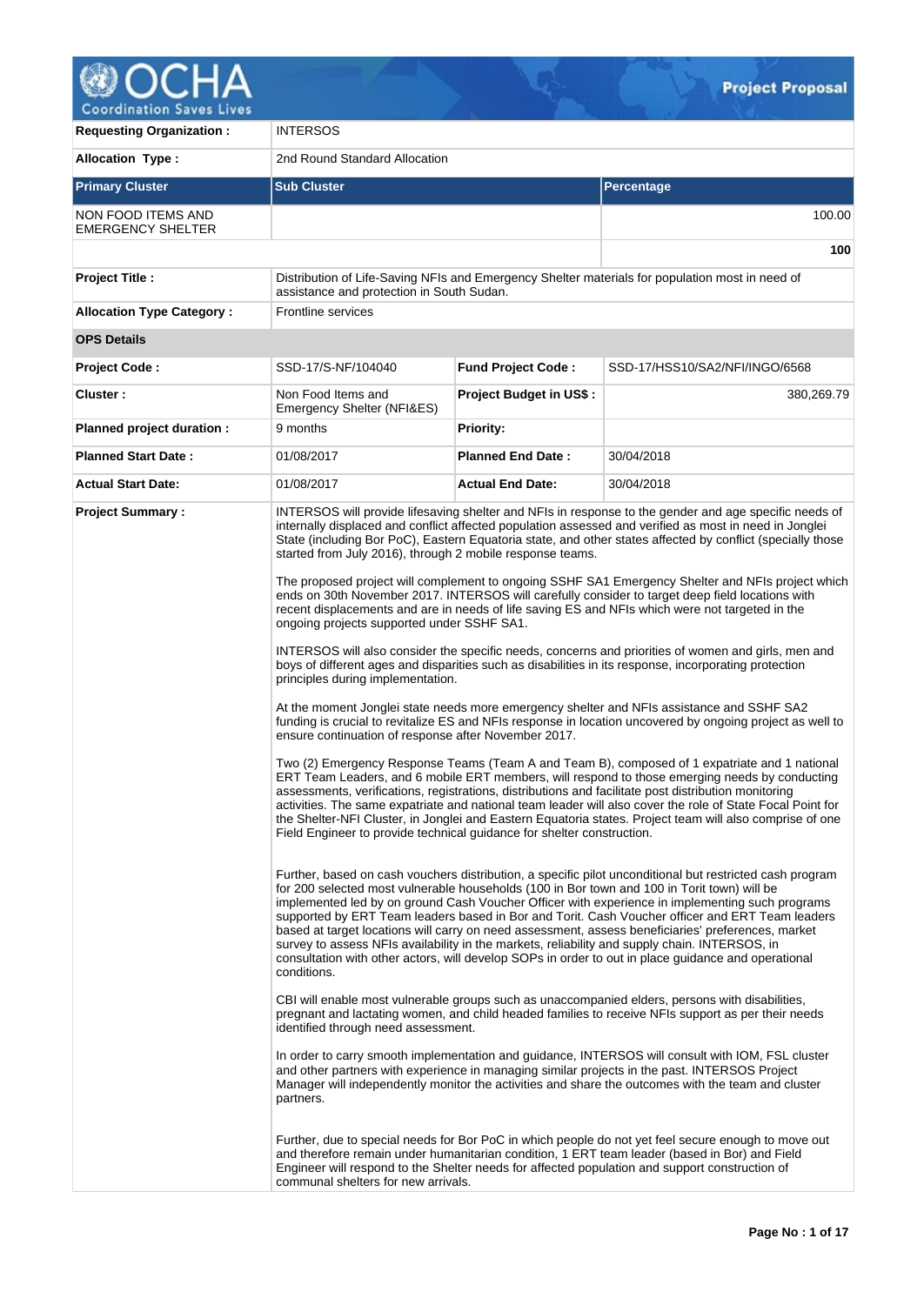# Project Proposal

| Requesting Organization : | INTERSOS | | |
|---|---|---|---|
| Allocation Type : | 2nd Round Standard Allocation | | |
| **Primary Cluster** | **Sub Cluster** | | **Percentage** |
| NON FOOD ITEMS AND EMERGENCY SHELTER | | | 100.00 |
| | | | **100** |
| **Project Title :** | Distribution of Life-Saving NFIs and Emergency Shelter materials for population most in need of assistance and protection in South Sudan. | | |
| **Allocation Type Category :** | Frontline services | | |
| **OPS Details** | | | |
| **Project Code :** | SSD-17/S-NF/104040 | **Fund Project Code :** | SSD-17/HSS10/SA2/NFI/INGO/6568 |
| **Cluster :** | Non Food Items and Emergency Shelter (NFI&ES) | **Project Budget in US$ :** | 380,269.79 |
| **Planned project duration :** | 9 months | **Priority:** | |
| **Planned Start Date :** | 01/08/2017 | **Planned End Date :** | 30/04/2018 |
| **Actual Start Date:** | 01/08/2017 | **Actual End Date:** | 30/04/2018 |

**Project Summary :**

INTERSOS will provide lifesaving shelter and NFIs in response to the gender and age specific needs of internally displaced and conflict affected population assessed and verified as most in need in Jonglei State (including Bor PoC), Eastern Equatoria state, and other states affected by conflict (specially those started from July 2016), through 2 mobile response teams.

The proposed project will complement to ongoing SSHF SA1 Emergency Shelter and NFIs project which ends on 30th November 2017. INTERSOS will carefully consider to target deep field locations with recent displacements and are in needs of life saving ES and NFIs which were not targeted in the ongoing projects supported under SSHF SA1.

INTERSOS will also consider the specific needs, concerns and priorities of women and girls, men and boys of different ages and disparities such as disabilities in its response, incorporating protection principles during implementation.

At the moment Jonglei state needs more emergency shelter and NFIs assistance and SSHF SA2 funding is crucial to revitalize ES and NFIs response in location uncovered by ongoing project as well to ensure continuation of response after November 2017.

Two (2) Emergency Response Teams (Team A and Team B), composed of 1 expatriate and 1 national ERT Team Leaders, and 6 mobile ERT members, will respond to those emerging needs by conducting assessments, verifications, registrations, distributions and facilitate post distribution monitoring activities. The same expatriate and national team leader will also cover the role of State Focal Point for the Shelter-NFI Cluster, in Jonglei and Eastern Equatoria states. Project team will also comprise of one Field Engineer to provide technical guidance for shelter construction.

Further, based on cash vouchers distribution, a specific pilot unconditional but restricted cash program for 200 selected most vulnerable households (100 in Bor town and 100 in Torit town) will be implemented led by on ground Cash Voucher Officer with experience in implementing such programs supported by ERT Team leaders based in Bor and Torit. Cash Voucher officer and ERT Team leaders based at target locations will carry on need assessment, assess beneficiaries' preferences, market survey to assess NFIs availability in the markets, reliability and supply chain. INTERSOS, in consultation with other actors, will develop SOPs in order to out in place guidance and operational conditions.

CBI will enable most vulnerable groups such as unaccompanied elders, persons with disabilities, pregnant and lactating women, and child headed families to receive NFIs support as per their needs identified through need assessment.

In order to carry smooth implementation and guidance, INTERSOS will consult with IOM, FSL cluster and other partners with experience in managing similar projects in the past. INTERSOS Project Manager will independently monitor the activities and share the outcomes with the team and cluster partners.

Further, due to special needs for Bor PoC in which people do not yet feel secure enough to move out and therefore remain under humanitarian condition, 1 ERT team leader (based in Bor) and Field Engineer will respond to the Shelter needs for affected population and support construction of communal shelters for new arrivals.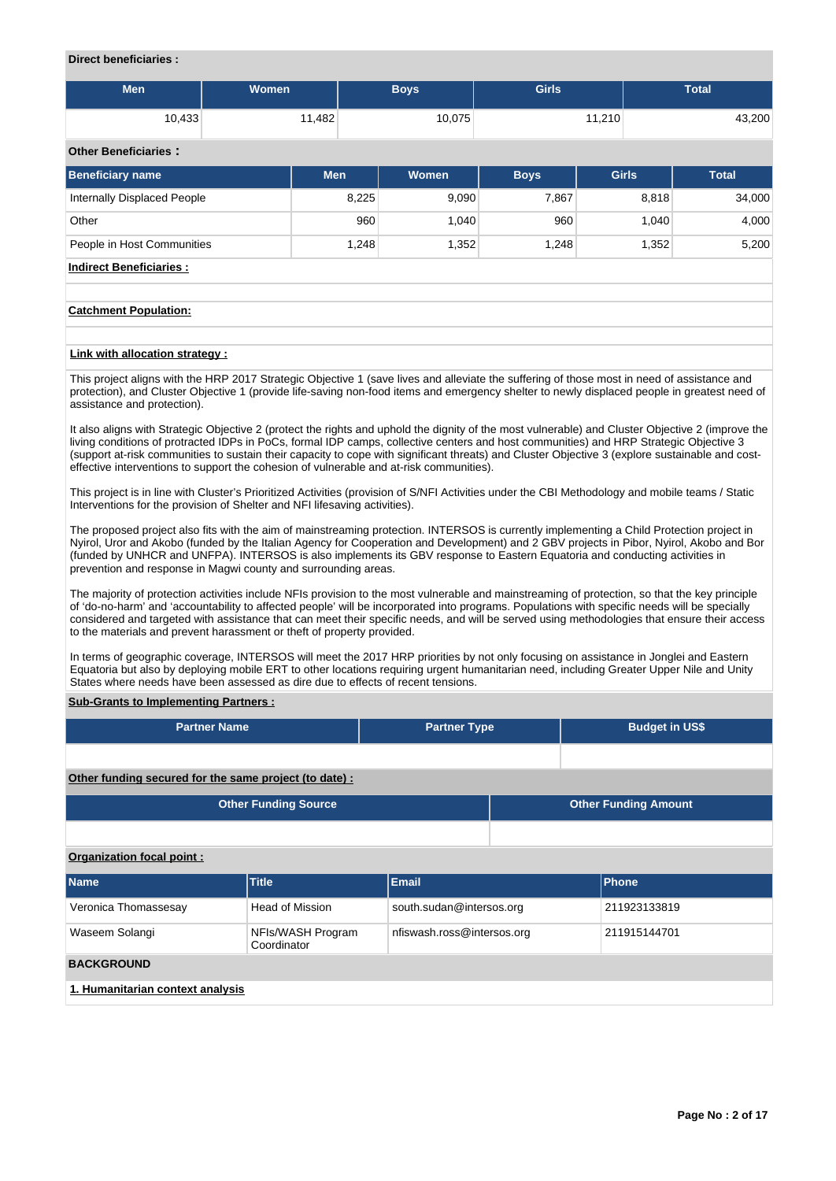**Direct beneficiaries :**

| Men | Women | Boys | Girls | Total |
|---|---|---|---|---|
| 10,433 | 11,482 | 10,075 | 11,210 | 43,200 |

**Other Beneficiaries :**

| Beneficiary name | Men | Women | Boys | Girls | Total |
|---|---|---|---|---|---|
| Internally Displaced People | 8,225 | 9,090 | 7,867 | 8,818 | 34,000 |
| Other | 960 | 1,040 | 960 | 1,040 | 4,000 |
| People in Host Communities | 1,248 | 1,352 | 1,248 | 1,352 | 5,200 |

**Indirect Beneficiaries :**

**Catchment Population:**

**Link with allocation strategy :**

This project aligns with the HRP 2017 Strategic Objective 1 (save lives and alleviate the suffering of those most in need of assistance and protection), and Cluster Objective 1 (provide life-saving non-food items and emergency shelter to newly displaced people in greatest need of assistance and protection).

It also aligns with Strategic Objective 2 (protect the rights and uphold the dignity of the most vulnerable) and Cluster Objective 2 (improve the living conditions of protracted IDPs in PoCs, formal IDP camps, collective centers and host communities) and HRP Strategic Objective 3 (support at-risk communities to sustain their capacity to cope with significant threats) and Cluster Objective 3 (explore sustainable and cost-effective interventions to support the cohesion of vulnerable and at-risk communities).

This project is in line with Cluster's Prioritized Activities (provision of S/NFI Activities under the CBI Methodology and mobile teams / Static Interventions for the provision of Shelter and NFI lifesaving activities).

The proposed project also fits with the aim of mainstreaming protection. INTERSOS is currently implementing a Child Protection project in Nyirol, Uror and Akobo (funded by the Italian Agency for Cooperation and Development) and 2 GBV projects in Pibor, Nyirol, Akobo and Bor (funded by UNHCR and UNFPA). INTERSOS is also implements its GBV response to Eastern Equatoria and conducting activities in prevention and response in Magwi county and surrounding areas.

The majority of protection activities include NFIs provision to the most vulnerable and mainstreaming of protection, so that the key principle of 'do-no-harm' and 'accountability to affected people' will be incorporated into programs. Populations with specific needs will be specially considered and targeted with assistance that can meet their specific needs, and will be served using methodologies that ensure their access to the materials and prevent harassment or theft of property provided.

In terms of geographic coverage, INTERSOS will meet the 2017 HRP priorities by not only focusing on assistance in Jonglei and Eastern Equatoria but also by deploying mobile ERT to other locations requiring urgent humanitarian need, including Greater Upper Nile and Unity States where needs have been assessed as dire due to effects of recent tensions.

**Sub-Grants to Implementing Partners :**

| Partner Name | Partner Type | Budget in US$ |
|---|---|---|
| | | |

**Other funding secured for the same project (to date) :**

| Other Funding Source | Other Funding Amount |
|---|---|
| | |

**Organization focal point :**

| Name | Title | Email | Phone |
|---|---|---|---|
| Veronica Thomassesay | Head of Mission | south.sudan@intersos.org | 211923133819 |
| Waseem Solangi | NFIs/WASH Program Coordinator | nfiswash.ross@intersos.org | 211915144701 |

## BACKGROUND

**1. Humanitarian context analysis**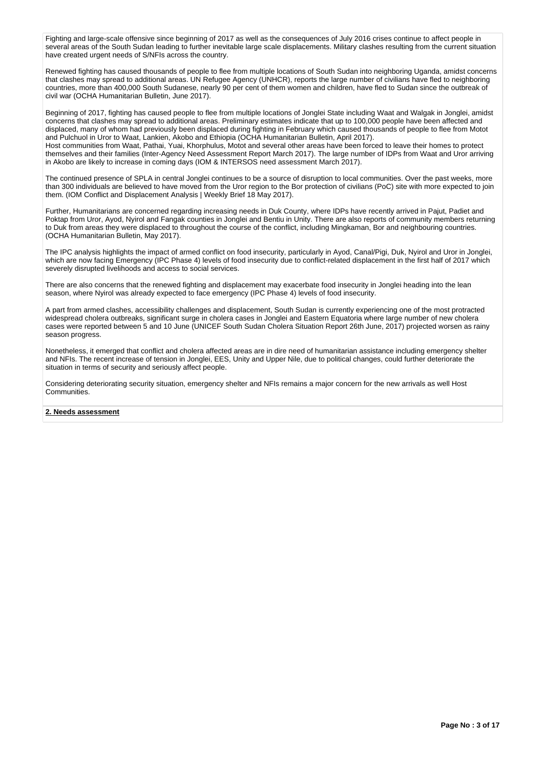Fighting and large-scale offensive since beginning of 2017 as well as the consequences of July 2016 crises continue to affect people in several areas of the South Sudan leading to further inevitable large scale displacements. Military clashes resulting from the current situation have created urgent needs of S/NFIs across the country.

Renewed fighting has caused thousands of people to flee from multiple locations of South Sudan into neighboring Uganda, amidst concerns that clashes may spread to additional areas. UN Refugee Agency (UNHCR), reports the large number of civilians have fled to neighboring countries, more than 400,000 South Sudanese, nearly 90 per cent of them women and children, have fled to Sudan since the outbreak of civil war (OCHA Humanitarian Bulletin, June 2017).

Beginning of 2017, fighting has caused people to flee from multiple locations of Jonglei State including Waat and Walgak in Jonglei, amidst concerns that clashes may spread to additional areas. Preliminary estimates indicate that up to 100,000 people have been affected and displaced, many of whom had previously been displaced during fighting in February which caused thousands of people to flee from Motot and Pulchuol in Uror to Waat, Lankien, Akobo and Ethiopia (OCHA Humanitarian Bulletin, April 2017).
Host communities from Waat, Pathai, Yuai, Khorphulus, Motot and several other areas have been forced to leave their homes to protect themselves and their families (Inter-Agency Need Assessment Report March 2017). The large number of IDPs from Waat and Uror arriving in Akobo are likely to increase in coming days (IOM & INTERSOS need assessment March 2017).

The continued presence of SPLA in central Jonglei continues to be a source of disruption to local communities. Over the past weeks, more than 300 individuals are believed to have moved from the Uror region to the Bor protection of civilians (PoC) site with more expected to join them. (IOM Conflict and Displacement Analysis | Weekly Brief 18 May 2017).

Further, Humanitarians are concerned regarding increasing needs in Duk County, where IDPs have recently arrived in Pajut, Padiet and Poktap from Uror, Ayod, Nyirol and Fangak counties in Jonglei and Bentiu in Unity. There are also reports of community members returning to Duk from areas they were displaced to throughout the course of the conflict, including Mingkaman, Bor and neighbouring countries. (OCHA Humanitarian Bulletin, May 2017).

The IPC analysis highlights the impact of armed conflict on food insecurity, particularly in Ayod, Canal/Pigi, Duk, Nyirol and Uror in Jonglei, which are now facing Emergency (IPC Phase 4) levels of food insecurity due to conflict-related displacement in the first half of 2017 which severely disrupted livelihoods and access to social services.

There are also concerns that the renewed fighting and displacement may exacerbate food insecurity in Jonglei heading into the lean season, where Nyirol was already expected to face emergency (IPC Phase 4) levels of food insecurity.

A part from armed clashes, accessibility challenges and displacement, South Sudan is currently experiencing one of the most protracted widespread cholera outbreaks, significant surge in cholera cases in Jonglei and Eastern Equatoria where large number of new cholera cases were reported between 5 and 10 June (UNICEF South Sudan Cholera Situation Report 26th June, 2017) projected worsen as rainy season progress.

Nonetheless, it emerged that conflict and cholera affected areas are in dire need of humanitarian assistance including emergency shelter and NFIs. The recent increase of tension in Jonglei, EES, Unity and Upper Nile, due to political changes, could further deteriorate the situation in terms of security and seriously affect people.

Considering deteriorating security situation, emergency shelter and NFIs remains a major concern for the new arrivals as well Host Communities.

**2. Needs assessment**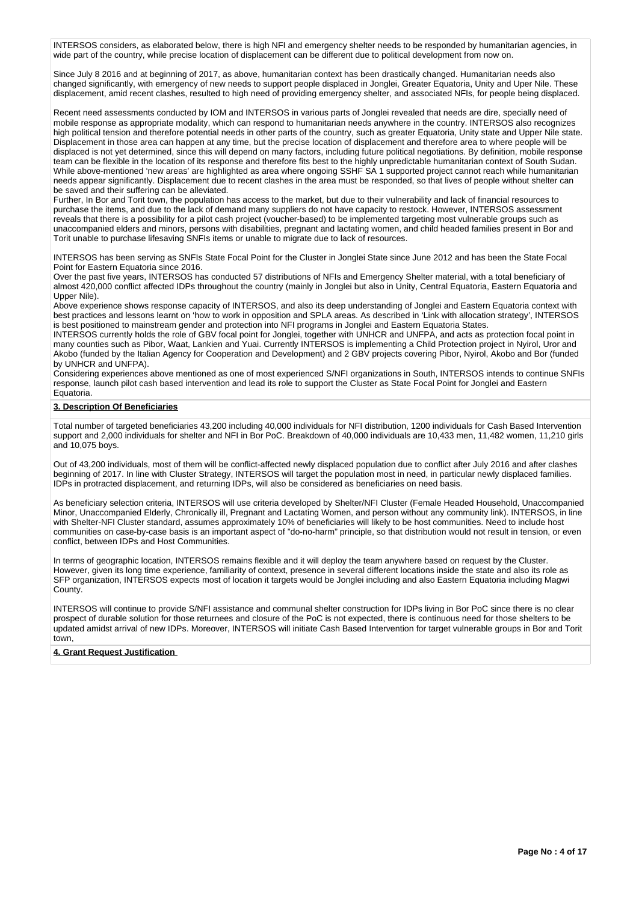INTERSOS considers, as elaborated below, there is high NFI and emergency shelter needs to be responded by humanitarian agencies, in wide part of the country, while precise location of displacement can be different due to political development from now on.

Since July 8 2016 and at beginning of 2017, as above, humanitarian context has been drastically changed. Humanitarian needs also changed significantly, with emergency of new needs to support people displaced in Jonglei, Greater Equatoria, Unity and Uper Nile. These displacement, amid recent clashes, resulted to high need of providing emergency shelter, and associated NFIs, for people being displaced.

Recent need assessments conducted by IOM and INTERSOS in various parts of Jonglei revealed that needs are dire, specially need of mobile response as appropriate modality, which can respond to humanitarian needs anywhere in the country. INTERSOS also recognizes high political tension and therefore potential needs in other parts of the country, such as greater Equatoria, Unity state and Upper Nile state. Displacement in those area can happen at any time, but the precise location of displacement and therefore area to where people will be displaced is not yet determined, since this will depend on many factors, including future political negotiations. By definition, mobile response team can be flexible in the location of its response and therefore fits best to the highly unpredictable humanitarian context of South Sudan. While above-mentioned 'new areas' are highlighted as area where ongoing SSHF SA 1 supported project cannot reach while humanitarian needs appear significantly. Displacement due to recent clashes in the area must be responded, so that lives of people without shelter can be saved and their suffering can be alleviated.
Further, In Bor and Torit town, the population has access to the market, but due to their vulnerability and lack of financial resources to purchase the items, and due to the lack of demand many suppliers do not have capacity to restock. However, INTERSOS assessment reveals that there is a possibility for a pilot cash project (voucher-based) to be implemented targeting most vulnerable groups such as unaccompanied elders and minors, persons with disabilities, pregnant and lactating women, and child headed families present in Bor and Torit unable to purchase lifesaving SNFIs items or unable to migrate due to lack of resources.

INTERSOS has been serving as SNFIs State Focal Point for the Cluster in Jonglei State since June 2012 and has been the State Focal Point for Eastern Equatoria since 2016.
Over the past five years, INTERSOS has conducted 57 distributions of NFIs and Emergency Shelter material, with a total beneficiary of almost 420,000 conflict affected IDPs throughout the country (mainly in Jonglei but also in Unity, Central Equatoria, Eastern Equatoria and Upper Nile).
Above experience shows response capacity of INTERSOS, and also its deep understanding of Jonglei and Eastern Equatoria context with best practices and lessons learnt on 'how to work in opposition and SPLA areas. As described in 'Link with allocation strategy', INTERSOS is best positioned to mainstream gender and protection into NFI programs in Jonglei and Eastern Equatoria States.
INTERSOS currently holds the role of GBV focal point for Jonglei, together with UNHCR and UNFPA, and acts as protection focal point in many counties such as Pibor, Waat, Lankien and Yuai. Currently INTERSOS is implementing a Child Protection project in Nyirol, Uror and Akobo (funded by the Italian Agency for Cooperation and Development) and 2 GBV projects covering Pibor, Nyirol, Akobo and Bor (funded by UNHCR and UNFPA).
Considering experiences above mentioned as one of most experienced S/NFI organizations in South, INTERSOS intends to continue SNFIs response, launch pilot cash based intervention and lead its role to support the Cluster as State Focal Point for Jonglei and Eastern Equatoria.

**3. Description Of Beneficiaries**

Total number of targeted beneficiaries 43,200 including 40,000 individuals for NFI distribution, 1200 individuals for Cash Based Intervention support and 2,000 individuals for shelter and NFI in Bor PoC. Breakdown of 40,000 individuals are 10,433 men, 11,482 women, 11,210 girls and 10,075 boys.

Out of 43,200 individuals, most of them will be conflict-affected newly displaced population due to conflict after July 2016 and after clashes beginning of 2017. In line with Cluster Strategy, INTERSOS will target the population most in need, in particular newly displaced families. IDPs in protracted displacement, and returning IDPs, will also be considered as beneficiaries on need basis.

As beneficiary selection criteria, INTERSOS will use criteria developed by Shelter/NFI Cluster (Female Headed Household, Unaccompanied Minor, Unaccompanied Elderly, Chronically ill, Pregnant and Lactating Women, and person without any community link). INTERSOS, in line with Shelter-NFI Cluster standard, assumes approximately 10% of beneficiaries will likely to be host communities. Need to include host communities on case-by-case basis is an important aspect of "do-no-harm" principle, so that distribution would not result in tension, or even conflict, between IDPs and Host Communities.

In terms of geographic location, INTERSOS remains flexible and it will deploy the team anywhere based on request by the Cluster. However, given its long time experience, familiarity of context, presence in several different locations inside the state and also its role as SFP organization, INTERSOS expects most of location it targets would be Jonglei including and also Eastern Equatoria including Magwi County.

INTERSOS will continue to provide S/NFI assistance and communal shelter construction for IDPs living in Bor PoC since there is no clear prospect of durable solution for those returnees and closure of the PoC is not expected, there is continuous need for those shelters to be updated amidst arrival of new IDPs. Moreover, INTERSOS will initiate Cash Based Intervention for target vulnerable groups in Bor and Torit town,

**4. Grant Request Justification**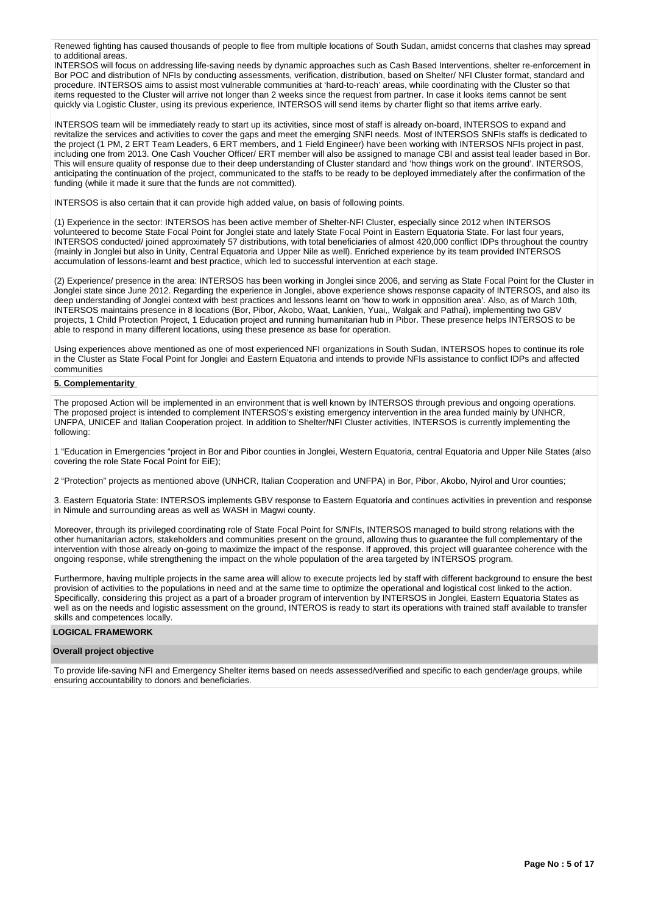Renewed fighting has caused thousands of people to flee from multiple locations of South Sudan, amidst concerns that clashes may spread to additional areas.
INTERSOS will focus on addressing life-saving needs by dynamic approaches such as Cash Based Interventions, shelter re-enforcement in Bor POC and distribution of NFIs by conducting assessments, verification, distribution, based on Shelter/ NFI Cluster format, standard and procedure. INTERSOS aims to assist most vulnerable communities at 'hard-to-reach' areas, while coordinating with the Cluster so that items requested to the Cluster will arrive not longer than 2 weeks since the request from partner. In case it looks items cannot be sent quickly via Logistic Cluster, using its previous experience, INTERSOS will send items by charter flight so that items arrive early.

INTERSOS team will be immediately ready to start up its activities, since most of staff is already on-board, INTERSOS to expand and revitalize the services and activities to cover the gaps and meet the emerging SNFI needs. Most of INTERSOS SNFIs staffs is dedicated to the project (1 PM, 2 ERT Team Leaders, 6 ERT members, and 1 Field Engineer) have been working with INTERSOS NFIs project in past, including one from 2013. One Cash Voucher Officer/ ERT member will also be assigned to manage CBI and assist teal leader based in Bor. This will ensure quality of response due to their deep understanding of Cluster standard and 'how things work on the ground'. INTERSOS, anticipating the continuation of the project, communicated to the staffs to be ready to be deployed immediately after the confirmation of the funding (while it made it sure that the funds are not committed).

INTERSOS is also certain that it can provide high added value, on basis of following points.

(1) Experience in the sector: INTERSOS has been active member of Shelter-NFI Cluster, especially since 2012 when INTERSOS volunteered to become State Focal Point for Jonglei state and lately State Focal Point in Eastern Equatoria State. For last four years, INTERSOS conducted/ joined approximately 57 distributions, with total beneficiaries of almost 420,000 conflict IDPs throughout the country (mainly in Jonglei but also in Unity, Central Equatoria and Upper Nile as well). Enriched experience by its team provided INTERSOS accumulation of lessons-learnt and best practice, which led to successful intervention at each stage.

(2) Experience/ presence in the area: INTERSOS has been working in Jonglei since 2006, and serving as State Focal Point for the Cluster in Jonglei state since June 2012. Regarding the experience in Jonglei, above experience shows response capacity of INTERSOS, and also its deep understanding of Jonglei context with best practices and lessons learnt on 'how to work in opposition area'. Also, as of March 10th, INTERSOS maintains presence in 8 locations (Bor, Pibor, Akobo, Waat, Lankien, Yuai,, Walgak and Pathai), implementing two GBV projects, 1 Child Protection Project, 1 Education project and running humanitarian hub in Pibor. These presence helps INTERSOS to be able to respond in many different locations, using these presence as base for operation.

Using experiences above mentioned as one of most experienced NFI organizations in South Sudan, INTERSOS hopes to continue its role in the Cluster as State Focal Point for Jonglei and Eastern Equatoria and intends to provide NFIs assistance to conflict IDPs and affected communities

**5. Complementarity**

The proposed Action will be implemented in an environment that is well known by INTERSOS through previous and ongoing operations. The proposed project is intended to complement INTERSOS's existing emergency intervention in the area funded mainly by UNHCR, UNFPA, UNICEF and Italian Cooperation project. In addition to Shelter/NFI Cluster activities, INTERSOS is currently implementing the following:

1 "Education in Emergencies "project in Bor and Pibor counties in Jonglei, Western Equatoria, central Equatoria and Upper Nile States (also covering the role State Focal Point for EiE);

2 "Protection" projects as mentioned above (UNHCR, Italian Cooperation and UNFPA) in Bor, Pibor, Akobo, Nyirol and Uror counties;

3. Eastern Equatoria State: INTERSOS implements GBV response to Eastern Equatoria and continues activities in prevention and response in Nimule and surrounding areas as well as WASH in Magwi county.

Moreover, through its privileged coordinating role of State Focal Point for S/NFIs, INTERSOS managed to build strong relations with the other humanitarian actors, stakeholders and communities present on the ground, allowing thus to guarantee the full complementary of the intervention with those already on-going to maximize the impact of the response. If approved, this project will guarantee coherence with the ongoing response, while strengthening the impact on the whole population of the area targeted by INTERSOS program.

Furthermore, having multiple projects in the same area will allow to execute projects led by staff with different background to ensure the best provision of activities to the populations in need and at the same time to optimize the operational and logistical cost linked to the action. Specifically, considering this project as a part of a broader program of intervention by INTERSOS in Jonglei, Eastern Equatoria States as well as on the needs and logistic assessment on the ground, INTEROS is ready to start its operations with trained staff available to transfer skills and competences locally.

## LOGICAL FRAMEWORK

### Overall project objective

To provide life-saving NFI and Emergency Shelter items based on needs assessed/verified and specific to each gender/age groups, while ensuring accountability to donors and beneficiaries.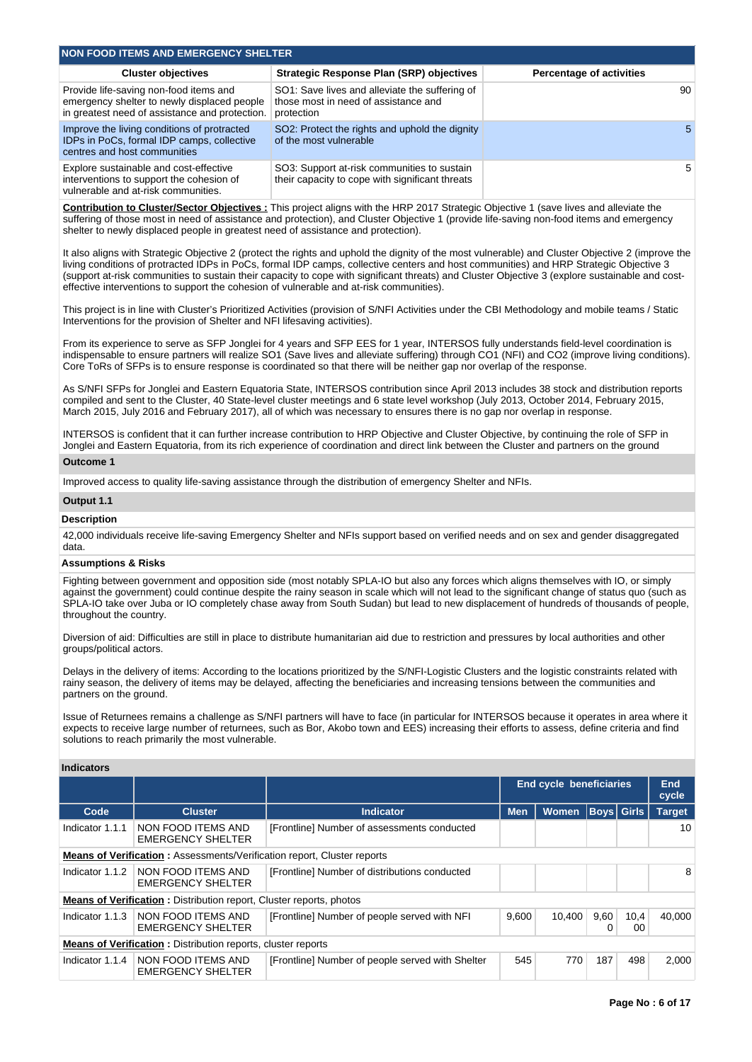## NON FOOD ITEMS AND EMERGENCY SHELTER

| Cluster objectives | Strategic Response Plan (SRP) objectives | Percentage of activities |
|---|---|---|
| Provide life-saving non-food items and emergency shelter to newly displaced people in greatest need of assistance and protection. | SO1: Save lives and alleviate the suffering of those most in need of assistance and protection | 90 |
| Improve the living conditions of protracted IDPs in PoCs, formal IDP camps, collective centres and host communities | SO2: Protect the rights and uphold the dignity of the most vulnerable | 5 |
| Explore sustainable and cost-effective interventions to support the cohesion of vulnerable and at-risk communities. | SO3: Support at-risk communities to sustain their capacity to cope with significant threats | 5 |

**Contribution to Cluster/Sector Objectives :** This project aligns with the HRP 2017 Strategic Objective 1 (save lives and alleviate the suffering of those most in need of assistance and protection), and Cluster Objective 1 (provide life-saving non-food items and emergency shelter to newly displaced people in greatest need of assistance and protection).

It also aligns with Strategic Objective 2 (protect the rights and uphold the dignity of the most vulnerable) and Cluster Objective 2 (improve the living conditions of protracted IDPs in PoCs, formal IDP camps, collective centers and host communities) and HRP Strategic Objective 3 (support at-risk communities to sustain their capacity to cope with significant threats) and Cluster Objective 3 (explore sustainable and cost-effective interventions to support the cohesion of vulnerable and at-risk communities).

This project is in line with Cluster's Prioritized Activities (provision of S/NFI Activities under the CBI Methodology and mobile teams / Static Interventions for the provision of Shelter and NFI lifesaving activities).

From its experience to serve as SFP Jonglei for 4 years and SFP EES for 1 year, INTERSOS fully understands field-level coordination is indispensable to ensure partners will realize SO1 (Save lives and alleviate suffering) through CO1 (NFI) and CO2 (improve living conditions). Core ToRs of SFPs is to ensure response is coordinated so that there will be neither gap nor overlap of the response.

As S/NFI SFPs for Jonglei and Eastern Equatoria State, INTERSOS contribution since April 2013 includes 38 stock and distribution reports compiled and sent to the Cluster, 40 State-level cluster meetings and 6 state level workshop (July 2013, October 2014, February 2015, March 2015, July 2016 and February 2017), all of which was necessary to ensures there is no gap nor overlap in response.

INTERSOS is confident that it can further increase contribution to HRP Objective and Cluster Objective, by continuing the role of SFP in Jonglei and Eastern Equatoria, from its rich experience of coordination and direct link between the Cluster and partners on the ground

### Outcome 1

Improved access to quality life-saving assistance through the distribution of emergency Shelter and NFIs.

### Output 1.1

#### Description

42,000 individuals receive life-saving Emergency Shelter and NFIs support based on verified needs and on sex and gender disaggregated data.

#### Assumptions & Risks

Fighting between government and opposition side (most notably SPLA-IO but also any forces which aligns themselves with IO, or simply against the government) could continue despite the rainy season in scale which will not lead to the significant change of status quo (such as SPLA-IO take over Juba or IO completely chase away from South Sudan) but lead to new displacement of hundreds of thousands of people, throughout the country.

Diversion of aid: Difficulties are still in place to distribute humanitarian aid due to restriction and pressures by local authorities and other groups/political actors.

Delays in the delivery of items: According to the locations prioritized by the S/NFI-Logistic Clusters and the logistic constraints related with rainy season, the delivery of items may be delayed, affecting the beneficiaries and increasing tensions between the communities and partners on the ground.

Issue of Returnees remains a challenge as S/NFI partners will have to face (in particular for INTERSOS because it operates in area where it expects to receive large number of returnees, such as Bor, Akobo town and EES) increasing their efforts to assess, define criteria and find solutions to reach primarily the most vulnerable.

#### Indicators

| | | | End cycle beneficiaries | | | | End cycle |
|---|---|---|---|---|---|---|---|
| Code | Cluster | Indicator | Men | Women | Boys | Girls | Target |
| Indicator 1.1.1 | NON FOOD ITEMS AND EMERGENCY SHELTER | [Frontline] Number of assessments conducted | | | | | 10 |
| **Means of Verification :** Assessments/Verification report, Cluster reports | | | | | | | |
| Indicator 1.1.2 | NON FOOD ITEMS AND EMERGENCY SHELTER | [Frontline] Number of distributions conducted | | | | | 8 |
| **Means of Verification :** Distribution report, Cluster reports, photos | | | | | | | |
| Indicator 1.1.3 | NON FOOD ITEMS AND EMERGENCY SHELTER | [Frontline] Number of people served with NFI | 9,600 | 10,400 | 9,600 | 10,400 | 40,000 |
| **Means of Verification :** Distribution reports, cluster reports | | | | | | | |
| Indicator 1.1.4 | NON FOOD ITEMS AND EMERGENCY SHELTER | [Frontline] Number of people served with Shelter | 545 | 770 | 187 | 498 | 2,000 |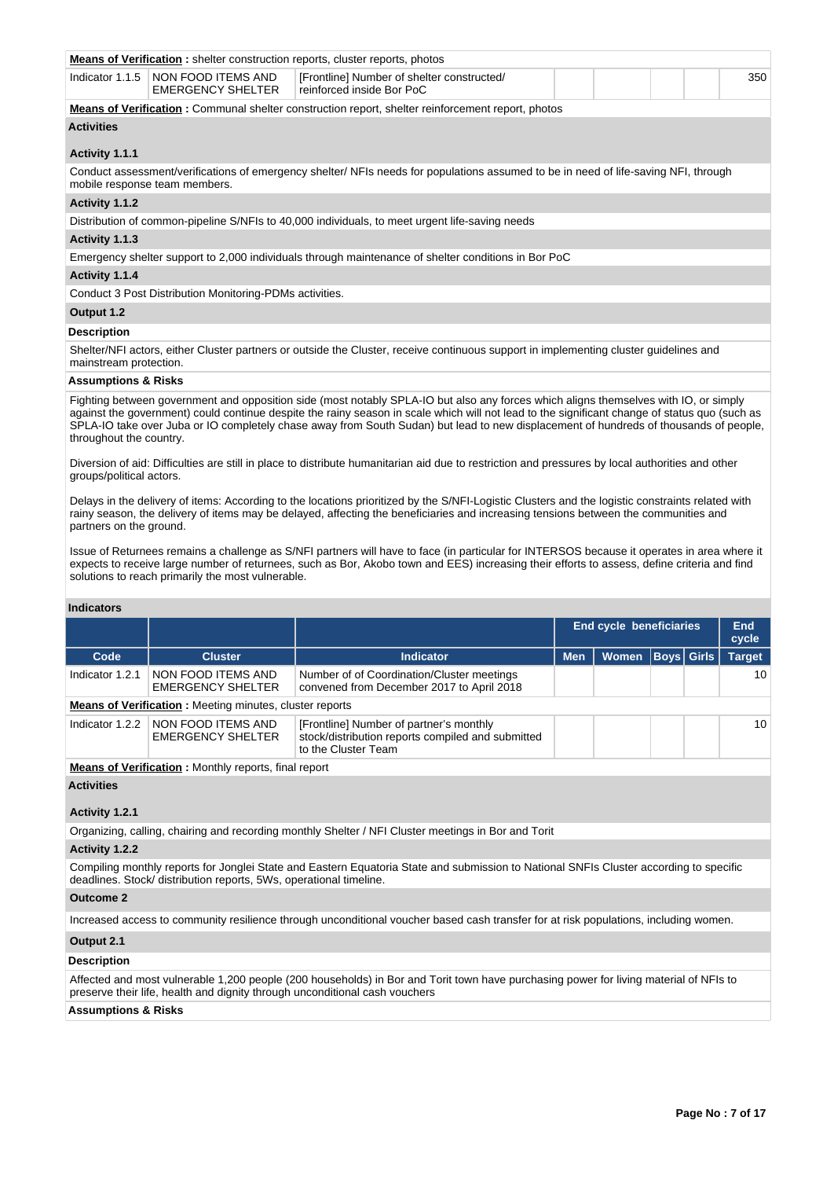**Means of Verification :** shelter construction reports, cluster reports, photos

| Indicator 1.1.5 | NON FOOD ITEMS AND EMERGENCY SHELTER | [Frontline] Number of shelter constructed/ reinforced inside Bor PoC | | | | | 350 |
|---|---|---|---|---|---|---|---|

**Means of Verification :** Communal shelter construction report, shelter reinforcement report, photos

**Activities**

**Activity 1.1.1**

Conduct assessment/verifications of emergency shelter/ NFIs needs for populations assumed to be in need of life-saving NFI, through mobile response team members.

**Activity 1.1.2**

Distribution of common-pipeline S/NFIs to 40,000 individuals, to meet urgent life-saving needs

**Activity 1.1.3**

Emergency shelter support to 2,000 individuals through maintenance of shelter conditions in Bor PoC

**Activity 1.1.4**

Conduct 3 Post Distribution Monitoring-PDMs activities.

**Output 1.2**

**Description**

Shelter/NFI actors, either Cluster partners or outside the Cluster, receive continuous support in implementing cluster guidelines and mainstream protection.

**Assumptions & Risks**

Fighting between government and opposition side (most notably SPLA-IO but also any forces which aligns themselves with IO, or simply against the government) could continue despite the rainy season in scale which will not lead to the significant change of status quo (such as SPLA-IO take over Juba or IO completely chase away from South Sudan) but lead to new displacement of hundreds of thousands of people, throughout the country.

Diversion of aid: Difficulties are still in place to distribute humanitarian aid due to restriction and pressures by local authorities and other groups/political actors.

Delays in the delivery of items: According to the locations prioritized by the S/NFI-Logistic Clusters and the logistic constraints related with rainy season, the delivery of items may be delayed, affecting the beneficiaries and increasing tensions between the communities and partners on the ground.

Issue of Returnees remains a challenge as S/NFI partners will have to face (in particular for INTERSOS because it operates in area where it expects to receive large number of returnees, such as Bor, Akobo town and EES) increasing their efforts to assess, define criteria and find solutions to reach primarily the most vulnerable.

**Indicators**

| | | | End cycle beneficiaries | | | | End cycle |
|---|---|---|---|---|---|---|---|
| **Code** | **Cluster** | **Indicator** | **Men** | **Women** | **Boys** | **Girls** | **Target** |
| Indicator 1.2.1 | NON FOOD ITEMS AND EMERGENCY SHELTER | Number of of Coordination/Cluster meetings convened from December 2017 to April 2018 | | | | | 10 |

**Means of Verification :** Meeting minutes, cluster reports

| Indicator 1.2.2 | NON FOOD ITEMS AND EMERGENCY SHELTER | [Frontline] Number of partner's monthly stock/distribution reports compiled and submitted to the Cluster Team | | | | | 10 |
|---|---|---|---|---|---|---|---|

**Means of Verification :** Monthly reports, final report

**Activities**

**Activity 1.2.1**

Organizing, calling, chairing and recording monthly Shelter / NFI Cluster meetings in Bor and Torit

**Activity 1.2.2**

Compiling monthly reports for Jonglei State and Eastern Equatoria State and submission to National SNFIs Cluster according to specific deadlines. Stock/ distribution reports, 5Ws, operational timeline.

**Outcome 2**

Increased access to community resilience through unconditional voucher based cash transfer for at risk populations, including women.

**Output 2.1**

**Description**

Affected and most vulnerable 1,200 people (200 households) in Bor and Torit town have purchasing power for living material of NFIs to preserve their life, health and dignity through unconditional cash vouchers

**Assumptions & Risks**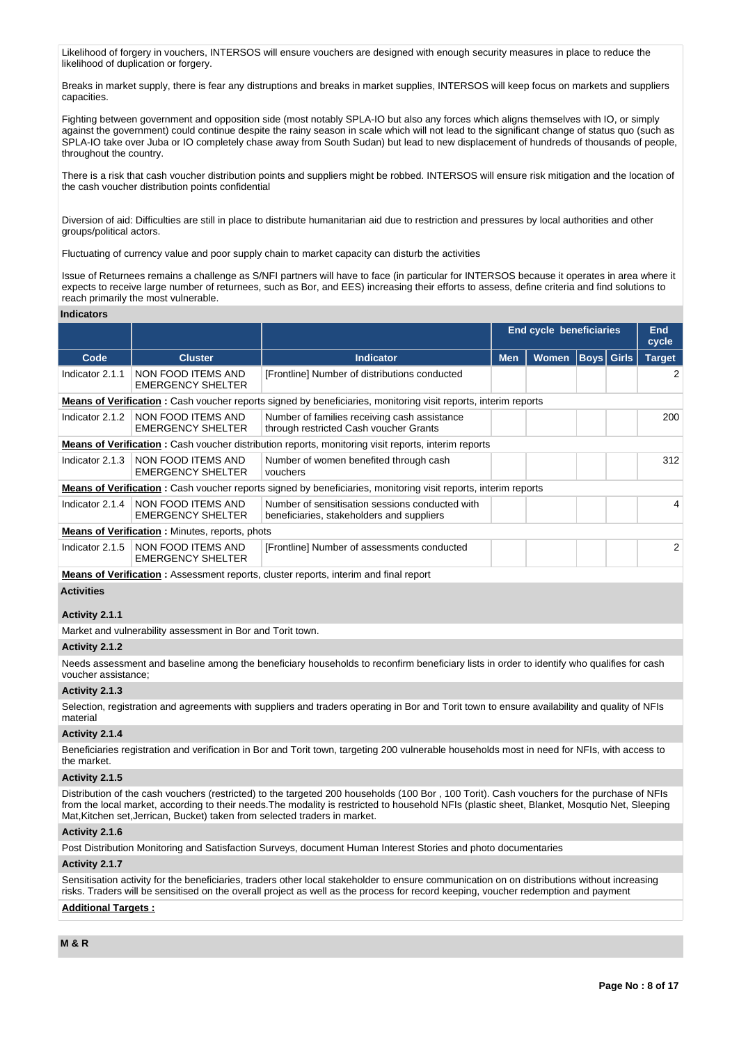Likelihood of forgery in vouchers, INTERSOS will ensure vouchers are designed with enough security measures in place to reduce the likelihood of duplication or forgery.

Breaks in market supply, there is fear any distruptions and breaks in market supplies, INTERSOS will keep focus on markets and suppliers capacities.

Fighting between government and opposition side (most notably SPLA-IO but also any forces which aligns themselves with IO, or simply against the government) could continue despite the rainy season in scale which will not lead to the significant change of status quo (such as SPLA-IO take over Juba or IO completely chase away from South Sudan) but lead to new displacement of hundreds of thousands of people, throughout the country.

There is a risk that cash voucher distribution points and suppliers might be robbed. INTERSOS will ensure risk mitigation and the location of the cash voucher distribution points confidential

Diversion of aid: Difficulties are still in place to distribute humanitarian aid due to restriction and pressures by local authorities and other groups/political actors.

Fluctuating of currency value and poor supply chain to market capacity can disturb the activities

Issue of Returnees remains a challenge as S/NFI partners will have to face (in particular for INTERSOS because it operates in area where it expects to receive large number of returnees, such as Bor, and EES) increasing their efforts to assess, define criteria and find solutions to reach primarily the most vulnerable.

**Indicators**

| | | | End cycle beneficiaries | | | | End cycle |
|---|---|---|---|---|---|---|---|
| **Code** | **Cluster** | **Indicator** | **Men** | **Women** | **Boys** | **Girls** | **Target** |
| Indicator 2.1.1 | NON FOOD ITEMS AND EMERGENCY SHELTER | [Frontline] Number of distributions conducted | | | | | 2 |
| **Means of Verification :** Cash voucher reports signed by beneficiaries, monitoring visit reports, interim reports | | | | | | | |
| Indicator 2.1.2 | NON FOOD ITEMS AND EMERGENCY SHELTER | Number of families receiving cash assistance through restricted Cash voucher Grants | | | | | 200 |
| **Means of Verification :** Cash voucher distribution reports, monitoring visit reports, interim reports | | | | | | | |
| Indicator 2.1.3 | NON FOOD ITEMS AND EMERGENCY SHELTER | Number of women benefited through cash vouchers | | | | | 312 |
| **Means of Verification :** Cash voucher reports signed by beneficiaries, monitoring visit reports, interim reports | | | | | | | |
| Indicator 2.1.4 | NON FOOD ITEMS AND EMERGENCY SHELTER | Number of sensitisation sessions conducted with beneficiaries, stakeholders and suppliers | | | | | 4 |
| **Means of Verification :** Minutes, reports, phots | | | | | | | |
| Indicator 2.1.5 | NON FOOD ITEMS AND EMERGENCY SHELTER | [Frontline] Number of assessments conducted | | | | | 2 |
| **Means of Verification :** Assessment reports, cluster reports, interim and final report | | | | | | | |

**Activities**

**Activity 2.1.1**

Market and vulnerability assessment in Bor and Torit town.

**Activity 2.1.2**

Needs assessment and baseline among the beneficiary households to reconfirm beneficiary lists in order to identify who qualifies for cash voucher assistance;

**Activity 2.1.3**

Selection, registration and agreements with suppliers and traders operating in Bor and Torit town to ensure availability and quality of NFIs material

**Activity 2.1.4**

Beneficiaries registration and verification in Bor and Torit town, targeting 200 vulnerable households most in need for NFIs, with access to the market.

**Activity 2.1.5**

Distribution of the cash vouchers (restricted) to the targeted 200 households (100 Bor , 100 Torit). Cash vouchers for the purchase of NFIs from the local market, according to their needs.The modality is restricted to household NFIs (plastic sheet, Blanket, Mosqutio Net, Sleeping Mat,Kitchen set,Jerrican, Bucket) taken from selected traders in market.

**Activity 2.1.6**

Post Distribution Monitoring and Satisfaction Surveys, document Human Interest Stories and photo documentaries

**Activity 2.1.7**

Sensitisation activity for the beneficiaries, traders other local stakeholder to ensure communication on on distributions without increasing risks. Traders will be sensitised on the overall project as well as the process for record keeping, voucher redemption and payment

**Additional Targets :**

**M & R**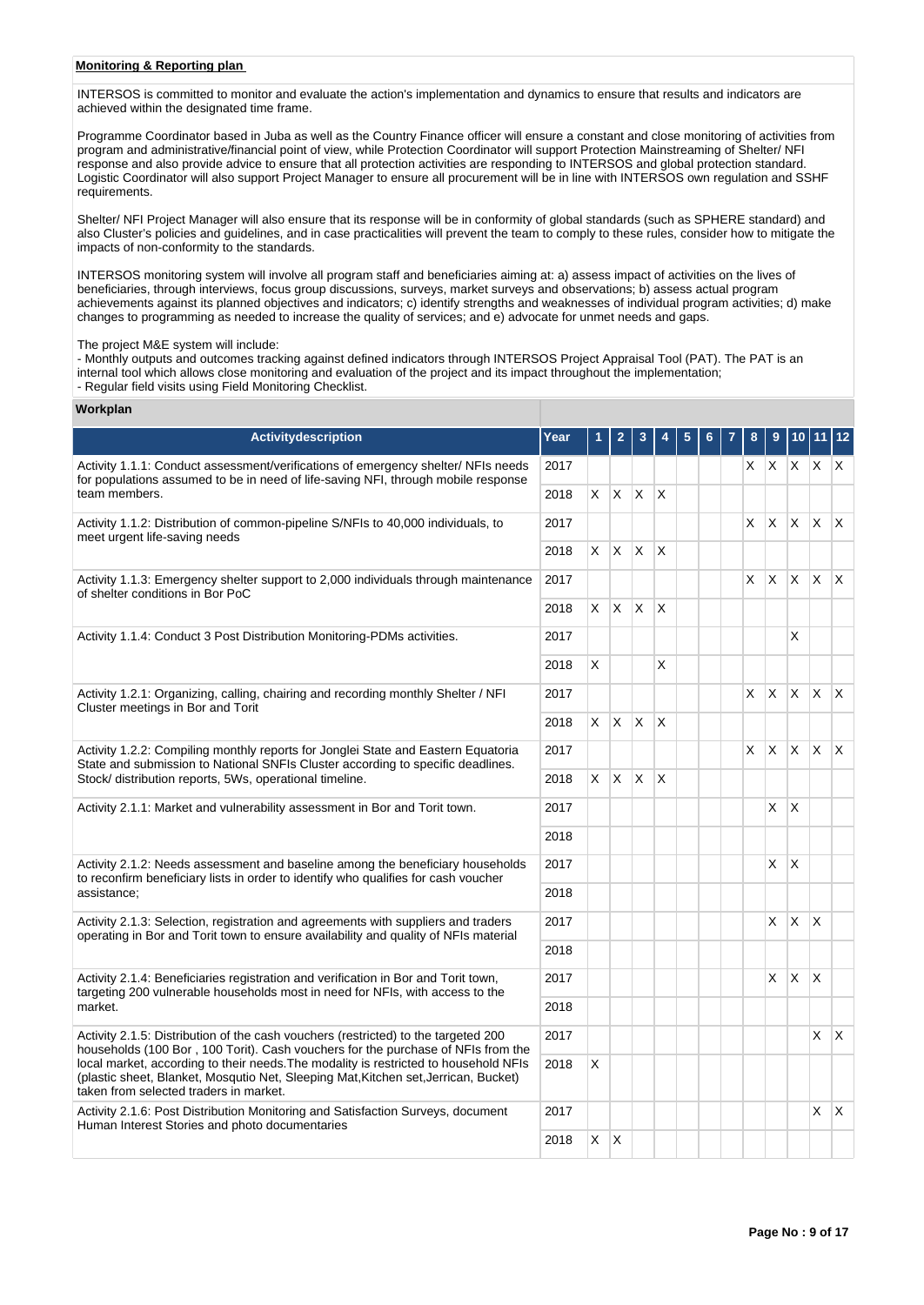**Monitoring & Reporting plan**

INTERSOS is committed to monitor and evaluate the action's implementation and dynamics to ensure that results and indicators are achieved within the designated time frame.

Programme Coordinator based in Juba as well as the Country Finance officer will ensure a constant and close monitoring of activities from program and administrative/financial point of view, while Protection Coordinator will support Protection Mainstreaming of Shelter/ NFI response and also provide advice to ensure that all protection activities are responding to INTERSOS and global protection standard. Logistic Coordinator will also support Project Manager to ensure all procurement will be in line with INTERSOS own regulation and SSHF requirements.

Shelter/ NFI Project Manager will also ensure that its response will be in conformity of global standards (such as SPHERE standard) and also Cluster's policies and guidelines, and in case practicalities will prevent the team to comply to these rules, consider how to mitigate the impacts of non-conformity to the standards.

INTERSOS monitoring system will involve all program staff and beneficiaries aiming at: a) assess impact of activities on the lives of beneficiaries, through interviews, focus group discussions, surveys, market surveys and observations; b) assess actual program achievements against its planned objectives and indicators; c) identify strengths and weaknesses of individual program activities; d) make changes to programming as needed to increase the quality of services; and e) advocate for unmet needs and gaps.

The project M&E system will include:
- Monthly outputs and outcomes tracking against defined indicators through INTERSOS Project Appraisal Tool (PAT). The PAT is an internal tool which allows close monitoring and evaluation of the project and its impact throughout the implementation;
- Regular field visits using Field Monitoring Checklist.

**Workplan**

| Activitydescription | Year | 1 | 2 | 3 | 4 | 5 | 6 | 7 | 8 | 9 | 10 | 11 | 12 |
|---|---|---|---|---|---|---|---|---|---|---|---|---|---|
| Activity 1.1.1: Conduct assessment/verifications of emergency shelter/ NFIs needs for populations assumed to be in need of life-saving NFI, through mobile response team members. | 2017 | | | | | | | | X | X | X | X | X |
| | 2018 | X | X | X | X | | | | | | | | |
| Activity 1.1.2: Distribution of common-pipeline S/NFIs to 40,000 individuals, to meet urgent life-saving needs | 2017 | | | | | | | | X | X | X | X | X |
| | 2018 | X | X | X | X | | | | | | | | |
| Activity 1.1.3: Emergency shelter support to 2,000 individuals through maintenance of shelter conditions in Bor PoC | 2017 | | | | | | | | X | X | X | X | X |
| | 2018 | X | X | X | X | | | | | | | | |
| Activity 1.1.4: Conduct 3 Post Distribution Monitoring-PDMs activities. | 2017 | | | | | | | | | | X | | |
| | 2018 | X | | | X | | | | | | | | |
| Activity 1.2.1: Organizing, calling, chairing and recording monthly Shelter / NFI Cluster meetings in Bor and Torit | 2017 | | | | | | | | X | X | X | X | X |
| | 2018 | X | X | X | X | | | | | | | | |
| Activity 1.2.2: Compiling monthly reports for Jonglei State and Eastern Equatoria State and submission to National SNFIs Cluster according to specific deadlines. Stock/ distribution reports, 5Ws, operational timeline. | 2017 | | | | | | | | X | X | X | X | X |
| | 2018 | X | X | X | X | | | | | | | | |
| Activity 2.1.1: Market and vulnerability assessment in Bor and Torit town. | 2017 | | | | | | | | | X | X | | |
| | 2018 | | | | | | | | | | | | |
| Activity 2.1.2: Needs assessment and baseline among the beneficiary households to reconfirm beneficiary lists in order to identify who qualifies for cash voucher assistance; | 2017 | | | | | | | | | X | X | | |
| | 2018 | | | | | | | | | | | | |
| Activity 2.1.3: Selection, registration and agreements with suppliers and traders operating in Bor and Torit town to ensure availability and quality of NFIs material | 2017 | | | | | | | | | X | X | X | |
| | 2018 | | | | | | | | | | | | |
| Activity 2.1.4: Beneficiaries registration and verification in Bor and Torit town, targeting 200 vulnerable households most in need for NFIs, with access to the market. | 2017 | | | | | | | | | X | X | X | |
| | 2018 | | | | | | | | | | | | |
| Activity 2.1.5: Distribution of the cash vouchers (restricted) to the targeted 200 households (100 Bor , 100 Torit). Cash vouchers for the purchase of NFIs from the local market, according to their needs.The modality is restricted to household NFIs (plastic sheet, Blanket, Mosqutio Net, Sleeping Mat,Kitchen set,Jerrican, Bucket) taken from selected traders in market. | 2017 | | | | | | | | | | | X | X |
| | 2018 | X | | | | | | | | | | | |
| Activity 2.1.6: Post Distribution Monitoring and Satisfaction Surveys, document Human Interest Stories and photo documentaries | 2017 | | | | | | | | | | | X | X |
| | 2018 | X | X | | | | | | | | | | |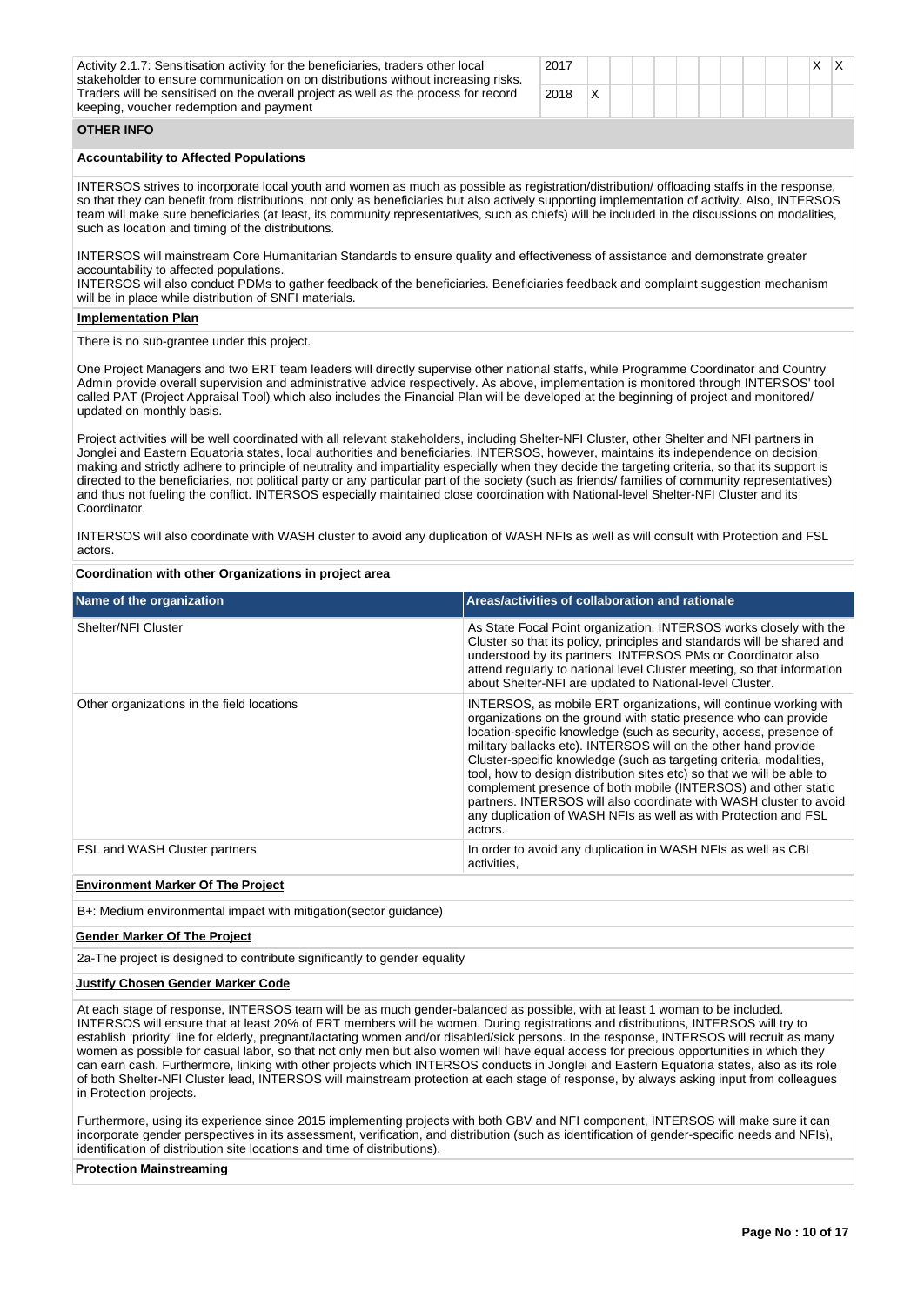| Activity | Year | 1 | 2 | 3 | 4 | 5 | 6 | 7 | 8 | 9 | 10 | 11 | 12 |
|---|---|---|---|---|---|---|---|---|---|---|---|---|---|
| Activity 2.1.7: Sensitisation activity for the beneficiaries, traders other local stakeholder to ensure communication on on distributions without increasing risks. Traders will be sensitised on the overall project as well as the process for record keeping, voucher redemption and payment | 2017 | | | | | | | | | | | X | X |
| | 2018 | X | | | | | | | | | | | |

## OTHER INFO

**Accountability to Affected Populations**

INTERSOS strives to incorporate local youth and women as much as possible as registration/distribution/ offloading staffs in the response, so that they can benefit from distributions, not only as beneficiaries but also actively supporting implementation of activity. Also, INTERSOS team will make sure beneficiaries (at least, its community representatives, such as chiefs) will be included in the discussions on modalities, such as location and timing of the distributions.

INTERSOS will mainstream Core Humanitarian Standards to ensure quality and effectiveness of assistance and demonstrate greater accountability to affected populations.
INTERSOS will also conduct PDMs to gather feedback of the beneficiaries. Beneficiaries feedback and complaint suggestion mechanism will be in place while distribution of SNFI materials.

**Implementation Plan**

There is no sub-grantee under this project.

One Project Managers and two ERT team leaders will directly supervise other national staffs, while Programme Coordinator and Country Admin provide overall supervision and administrative advice respectively. As above, implementation is monitored through INTERSOS' tool called PAT (Project Appraisal Tool) which also includes the Financial Plan will be developed at the beginning of project and monitored/ updated on monthly basis.

Project activities will be well coordinated with all relevant stakeholders, including Shelter-NFI Cluster, other Shelter and NFI partners in Jonglei and Eastern Equatoria states, local authorities and beneficiaries. INTERSOS, however, maintains its independence on decision making and strictly adhere to principle of neutrality and impartiality especially when they decide the targeting criteria, so that its support is directed to the beneficiaries, not political party or any particular part of the society (such as friends/ families of community representatives) and thus not fueling the conflict. INTERSOS especially maintained close coordination with National-level Shelter-NFI Cluster and its Coordinator.

INTERSOS will also coordinate with WASH cluster to avoid any duplication of WASH NFIs as well as will consult with Protection and FSL actors.

**Coordination with other Organizations in project area**

| Name of the organization | Areas/activities of collaboration and rationale |
|---|---|
| Shelter/NFI Cluster | As State Focal Point organization, INTERSOS works closely with the Cluster so that its policy, principles and standards will be shared and understood by its partners. INTERSOS PMs or Coordinator also attend regularly to national level Cluster meeting, so that information about Shelter-NFI are updated to National-level Cluster. |
| Other organizations in the field locations | INTERSOS, as mobile ERT organizations, will continue working with organizations on the ground with static presence who can provide location-specific knowledge (such as security, access, presence of military ballacks etc). INTERSOS will on the other hand provide Cluster-specific knowledge (such as targeting criteria, modalities, tool, how to design distribution sites etc) so that we will be able to complement presence of both mobile (INTERSOS) and other static partners. INTERSOS will also coordinate with WASH cluster to avoid any duplication of WASH NFIs as well as with Protection and FSL actors. |
| FSL and WASH Cluster partners | In order to avoid any duplication in WASH NFIs as well as CBI activities, |

**Environment Marker Of The Project**

B+: Medium environmental impact with mitigation(sector guidance)

**Gender Marker Of The Project**

2a-The project is designed to contribute significantly to gender equality

**Justify Chosen Gender Marker Code**

At each stage of response, INTERSOS team will be as much gender-balanced as possible, with at least 1 woman to be included. INTERSOS will ensure that at least 20% of ERT members will be women. During registrations and distributions, INTERSOS will try to establish 'priority' line for elderly, pregnant/lactating women and/or disabled/sick persons. In the response, INTERSOS will recruit as many women as possible for casual labor, so that not only men but also women will have equal access for precious opportunities in which they can earn cash. Furthermore, linking with other projects which INTERSOS conducts in Jonglei and Eastern Equatoria states, also as its role of both Shelter-NFI Cluster lead, INTERSOS will mainstream protection at each stage of response, by always asking input from colleagues in Protection projects.

Furthermore, using its experience since 2015 implementing projects with both GBV and NFI component, INTERSOS will make sure it can incorporate gender perspectives in its assessment, verification, and distribution (such as identification of gender-specific needs and NFIs), identification of distribution site locations and time of distributions).

**Protection Mainstreaming**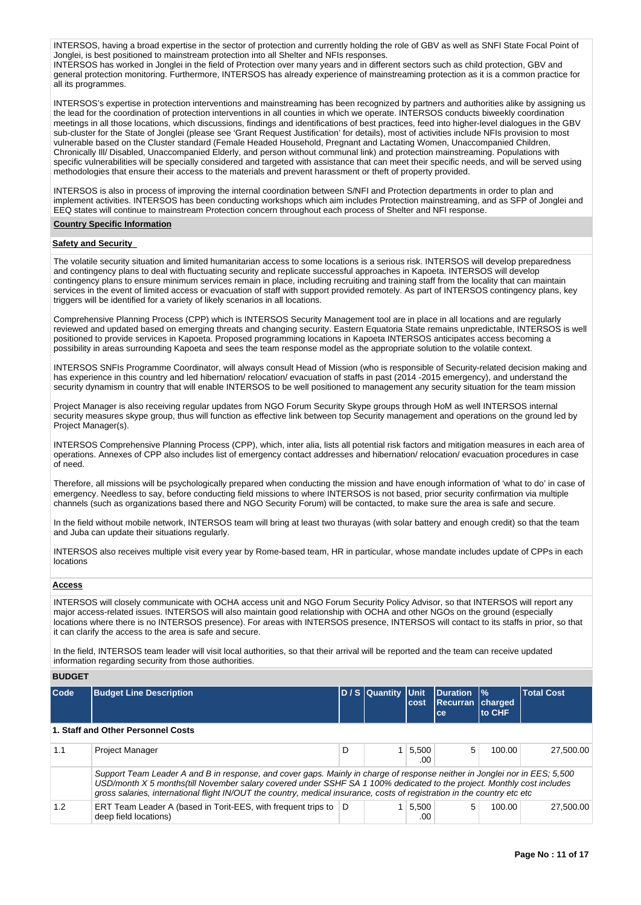INTERSOS, having a broad expertise in the sector of protection and currently holding the role of GBV as well as SNFI State Focal Point of Jonglei, is best positioned to mainstream protection into all Shelter and NFIs responses.
INTERSOS has worked in Jonglei in the field of Protection over many years and in different sectors such as child protection, GBV and general protection monitoring. Furthermore, INTERSOS has already experience of mainstreaming protection as it is a common practice for all its programmes.

INTERSOS's expertise in protection interventions and mainstreaming has been recognized by partners and authorities alike by assigning us the lead for the coordination of protection interventions in all counties in which we operate. INTERSOS conducts biweekly coordination meetings in all those locations, which discussions, findings and identifications of best practices, feed into higher-level dialogues in the GBV sub-cluster for the State of Jonglei (please see 'Grant Request Justification' for details), most of activities include NFIs provision to most vulnerable based on the Cluster standard (Female Headed Household, Pregnant and Lactating Women, Unaccompanied Children, Chronically Ill/ Disabled, Unaccompanied Elderly, and person without communal link) and protection mainstreaming. Populations with specific vulnerabilities will be specially considered and targeted with assistance that can meet their specific needs, and will be served using methodologies that ensure their access to the materials and prevent harassment or theft of property provided.

INTERSOS is also in process of improving the internal coordination between S/NFI and Protection departments in order to plan and implement activities. INTERSOS has been conducting workshops which aim includes Protection mainstreaming, and as SFP of Jonglei and EEQ states will continue to mainstream Protection concern throughout each process of Shelter and NFI response.

## Country Specific Information

### Safety and Security

The volatile security situation and limited humanitarian access to some locations is a serious risk. INTERSOS will develop preparedness and contingency plans to deal with fluctuating security and replicate successful approaches in Kapoeta. INTERSOS will develop contingency plans to ensure minimum services remain in place, including recruiting and training staff from the locality that can maintain services in the event of limited access or evacuation of staff with support provided remotely. As part of INTERSOS contingency plans, key triggers will be identified for a variety of likely scenarios in all locations.

Comprehensive Planning Process (CPP) which is INTERSOS Security Management tool are in place in all locations and are regularly reviewed and updated based on emerging threats and changing security. Eastern Equatoria State remains unpredictable, INTERSOS is well positioned to provide services in Kapoeta. Proposed programming locations in Kapoeta INTERSOS anticipates access becoming a possibility in areas surrounding Kapoeta and sees the team response model as the appropriate solution to the volatile context.

INTERSOS SNFIs Programme Coordinator, will always consult Head of Mission (who is responsible of Security-related decision making and has experience in this country and led hibernation/ relocation/ evacuation of staffs in past (2014 -2015 emergency), and understand the security dynamism in country that will enable INTERSOS to be well positioned to management any security situation for the team mission

Project Manager is also receiving regular updates from NGO Forum Security Skype groups through HoM as well INTERSOS internal security measures skype group, thus will function as effective link between top Security management and operations on the ground led by Project Manager(s).

INTERSOS Comprehensive Planning Process (CPP), which, inter alia, lists all potential risk factors and mitigation measures in each area of operations. Annexes of CPP also includes list of emergency contact addresses and hibernation/ relocation/ evacuation procedures in case of need.

Therefore, all missions will be psychologically prepared when conducting the mission and have enough information of 'what to do' in case of emergency. Needless to say, before conducting field missions to where INTERSOS is not based, prior security confirmation via multiple channels (such as organizations based there and NGO Security Forum) will be contacted, to make sure the area is safe and secure.

In the field without mobile network, INTERSOS team will bring at least two thurayas (with solar battery and enough credit) so that the team and Juba can update their situations regularly.

INTERSOS also receives multiple visit every year by Rome-based team, HR in particular, whose mandate includes update of CPPs in each locations

### Access

INTERSOS will closely communicate with OCHA access unit and NGO Forum Security Policy Advisor, so that INTERSOS will report any major access-related issues. INTERSOS will also maintain good relationship with OCHA and other NGOs on the ground (especially locations where there is no INTERSOS presence). For areas with INTERSOS presence, INTERSOS will contact to its staffs in prior, so that it can clarify the access to the area is safe and secure.

In the field, INTERSOS team leader will visit local authorities, so that their arrival will be reported and the team can receive updated information regarding security from those authorities.

## BUDGET

| Code | Budget Line Description | D / S | Quantity | Unit cost | Duration Recurrance | % charged to CHF | Total Cost |
|---|---|---|---|---|---|---|---|
| **1. Staff and Other Personnel Costs** | | | | | | | |
| 1.1 | Project Manager | D | 1 | 5,500.00 | 5 | 100.00 | 27,500.00 |
| | *Support Team Leader A and B in response, and cover gaps. Mainly in charge of response neither in Jonglei nor in EES; 5,500 USD/month X 5 months(till November salary covered under SSHF SA 1 100% dedicated to the project. Monthly cost includes gross salaries, international flight IN/OUT the country, medical insurance, costs of registration in the country etc etc* | | | | | | |
| 1.2 | ERT Team Leader A (based in Torit-EES, with frequent trips to deep field locations) | D | 1 | 5,500.00 | 5 | 100.00 | 27,500.00 |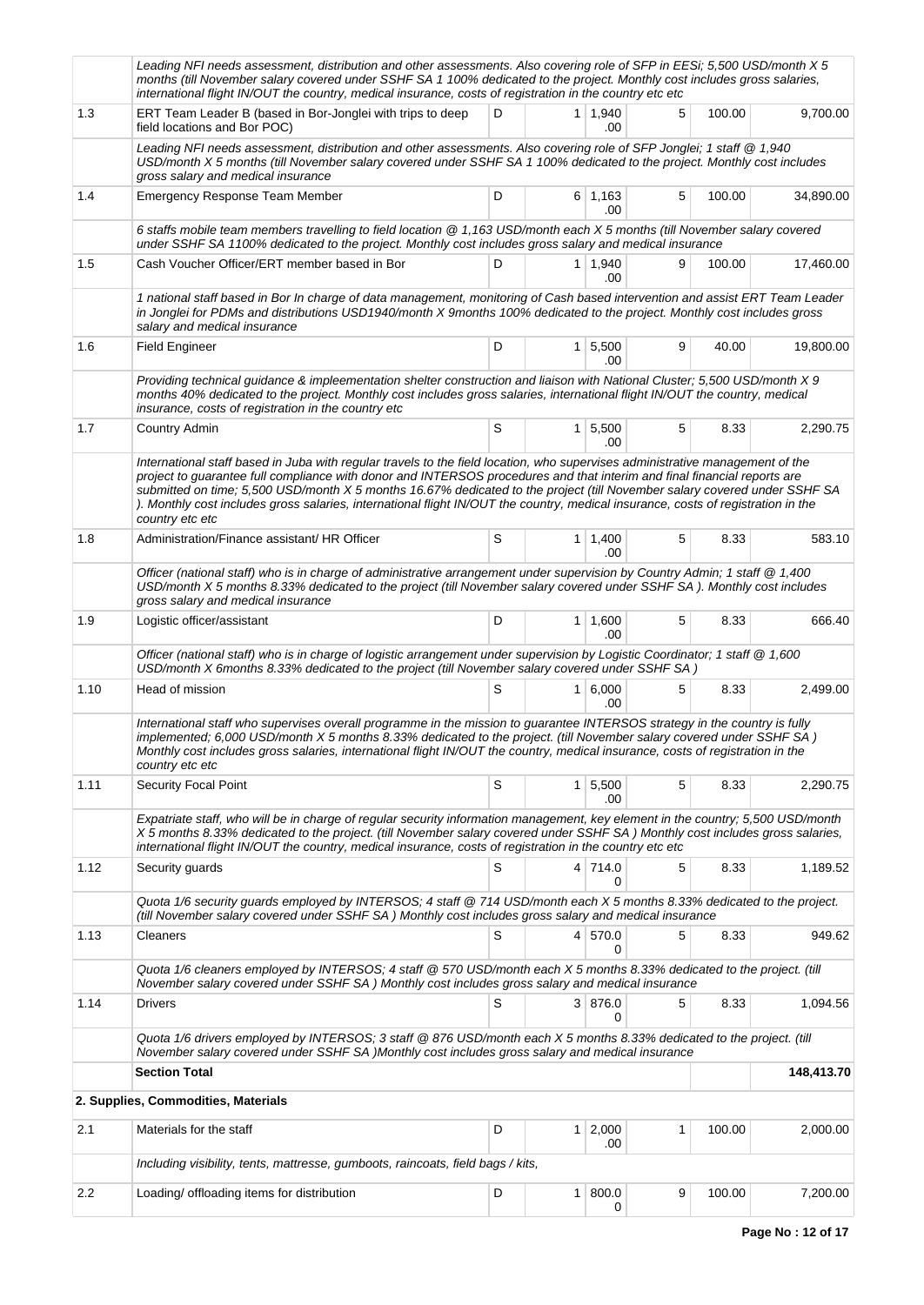| | | | | | | | |
|---|---|---|---|---|---|---|---|
| | *Leading NFI needs assessment, distribution and other assessments. Also covering role of SFP in EESi; 5,500 USD/month X 5 months (till November salary covered under SSHF SA 1 100% dedicated to the project. Monthly cost includes gross salaries, international flight IN/OUT the country, medical insurance, costs of registration in the country etc etc* | | | | | | |
| 1.3 | ERT Team Leader B (based in Bor-Jonglei with trips to deep field locations and Bor POC) | D | 1 | 1,940.00 | 5 | 100.00 | 9,700.00 |
| | *Leading NFI needs assessment, distribution and other assessments. Also covering role of SFP Jonglei; 1 staff @ 1,940 USD/month X 5 months (till November salary covered under SSHF SA 1 100% dedicated to the project. Monthly cost includes gross salary and medical insurance* | | | | | | |
| 1.4 | Emergency Response Team Member | D | 6 | 1,163.00 | 5 | 100.00 | 34,890.00 |
| | *6 staffs mobile team members travelling to field location @ 1,163 USD/month each X 5 months (till November salary covered under SSHF SA 1100% dedicated to the project. Monthly cost includes gross salary and medical insurance* | | | | | | |
| 1.5 | Cash Voucher Officer/ERT member based in Bor | D | 1 | 1,940.00 | 9 | 100.00 | 17,460.00 |
| | *1 national staff based in Bor In charge of data management, monitoring of Cash based intervention and assist ERT Team Leader in Jonglei for PDMs and distributions USD1940/month X 9months 100% dedicated to the project. Monthly cost includes gross salary and medical insurance* | | | | | | |
| 1.6 | Field Engineer | D | 1 | 5,500.00 | 9 | 40.00 | 19,800.00 |
| | *Providing technical guidance & impleementation shelter construction and liaison with National Cluster; 5,500 USD/month X 9 months 40% dedicated to the project. Monthly cost includes gross salaries, international flight IN/OUT the country, medical insurance, costs of registration in the country etc* | | | | | | |
| 1.7 | Country Admin | S | 1 | 5,500.00 | 5 | 8.33 | 2,290.75 |
| | *International staff based in Juba with regular travels to the field location, who supervises administrative management of the project to guarantee full compliance with donor and INTERSOS procedures and that interim and final financial reports are submitted on time; 5,500 USD/month X 5 months 16.67% dedicated to the project (till November salary covered under SSHF SA ). Monthly cost includes gross salaries, international flight IN/OUT the country, medical insurance, costs of registration in the country etc etc* | | | | | | |
| 1.8 | Administration/Finance assistant/ HR Officer | S | 1 | 1,400.00 | 5 | 8.33 | 583.10 |
| | *Officer (national staff) who is in charge of administrative arrangement under supervision by Country Admin; 1 staff @ 1,400 USD/month X 5 months 8.33% dedicated to the project (till November salary covered under SSHF SA ). Monthly cost includes gross salary and medical insurance* | | | | | | |
| 1.9 | Logistic officer/assistant | D | 1 | 1,600.00 | 5 | 8.33 | 666.40 |
| | *Officer (national staff) who is in charge of logistic arrangement under supervision by Logistic Coordinator; 1 staff @ 1,600 USD/month X 6months 8.33% dedicated to the project (till November salary covered under SSHF SA )* | | | | | | |
| 1.10 | Head of mission | S | 1 | 6,000.00 | 5 | 8.33 | 2,499.00 |
| | *International staff who supervises overall programme in the mission to guarantee INTERSOS strategy in the country is fully implemented; 6,000 USD/month X 5 months 8.33% dedicated to the project. (till November salary covered under SSHF SA ) Monthly cost includes gross salaries, international flight IN/OUT the country, medical insurance, costs of registration in the country etc etc* | | | | | | |
| 1.11 | Security Focal Point | S | 1 | 5,500.00 | 5 | 8.33 | 2,290.75 |
| | *Expatriate staff, who will be in charge of regular security information management, key element in the country; 5,500 USD/month X 5 months 8.33% dedicated to the project. (till November salary covered under SSHF SA ) Monthly cost includes gross salaries, international flight IN/OUT the country, medical insurance, costs of registration in the country etc etc* | | | | | | |
| 1.12 | Security guards | S | 4 | 714.00 | 5 | 8.33 | 1,189.52 |
| | *Quota 1/6 security guards employed by INTERSOS; 4 staff @ 714 USD/month each X 5 months 8.33% dedicated to the project. (till November salary covered under SSHF SA ) Monthly cost includes gross salary and medical insurance* | | | | | | |
| 1.13 | Cleaners | S | 4 | 570.00 | 5 | 8.33 | 949.62 |
| | *Quota 1/6 cleaners employed by INTERSOS; 4 staff @ 570 USD/month each X 5 months 8.33% dedicated to the project. (till November salary covered under SSHF SA ) Monthly cost includes gross salary and medical insurance* | | | | | | |
| 1.14 | Drivers | S | 3 | 876.00 | 5 | 8.33 | 1,094.56 |
| | *Quota 1/6 drivers employed by INTERSOS; 3 staff @ 876 USD/month each X 5 months 8.33% dedicated to the project. (till November salary covered under SSHF SA )Monthly cost includes gross salary and medical insurance* | | | | | | |
| | **Section Total** | | | | | | **148,413.70** |
| | **2. Supplies, Commodities, Materials** | | | | | | |
| 2.1 | Materials for the staff | D | 1 | 2,000.00 | 1 | 100.00 | 2,000.00 |
| | *Including visibility, tents, mattresse, gumboots, raincoats, field bags / kits,* | | | | | | |
| 2.2 | Loading/ offloading items for distribution | D | 1 | 800.00 | 9 | 100.00 | 7,200.00 |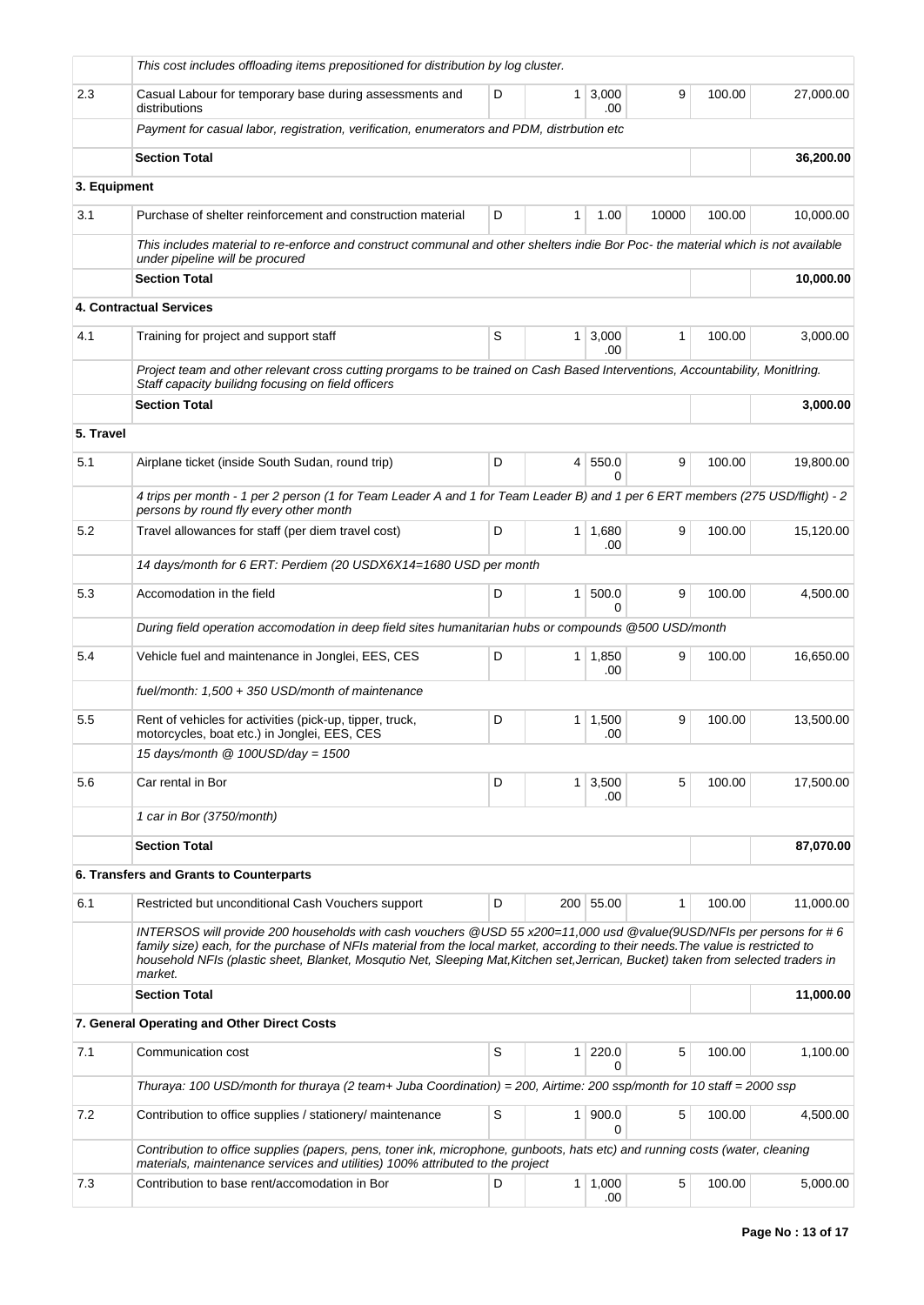| | | | | | | | |
|---|---|---|---|---|---|---|---|
| | *This cost includes offloading items prepositioned for distribution by log cluster.* | | | | | | |
| 2.3 | Casual Labour for temporary base during assessments and distributions | D | 1 | 3,000.00 | 9 | 100.00 | 27,000.00 |
| | *Payment for casual labor, registration, verification, enumerators and PDM, distrbution etc* | | | | | | |
| | **Section Total** | | | | | | **36,200.00** |
| **3. Equipment** | | | | | | | |
| 3.1 | Purchase of shelter reinforcement and construction material | D | 1 | 1.00 | 10000 | 100.00 | 10,000.00 |
| | *This includes material to re-enforce and construct communal and other shelters indie Bor Poc- the material which is not available under pipeline will be procured* | | | | | | |
| | **Section Total** | | | | | | **10,000.00** |
| | **4. Contractual Services** | | | | | | |
| 4.1 | Training for project and support staff | S | 1 | 3,000.00 | 1 | 100.00 | 3,000.00 |
| | *Project team and other relevant cross cutting prorgams to be trained on Cash Based Interventions, Accountability, Monitlring. Staff capacity builidng focusing on field officers* | | | | | | |
| | **Section Total** | | | | | | **3,000.00** |
| **5. Travel** | | | | | | | |
| 5.1 | Airplane ticket (inside South Sudan, round trip) | D | 4 | 550.00 | 9 | 100.00 | 19,800.00 |
| | *4 trips per month - 1 per 2 person (1 for Team Leader A and 1 for Team Leader B) and 1 per 6 ERT members (275 USD/flight) - 2 persons by round fly every other month* | | | | | | |
| 5.2 | Travel allowances for staff (per diem travel cost) | D | 1 | 1,680.00 | 9 | 100.00 | 15,120.00 |
| | *14 days/month for 6 ERT: Perdiem (20 USDX6X14=1680 USD per month* | | | | | | |
| 5.3 | Accomodation in the field | D | 1 | 500.00 | 9 | 100.00 | 4,500.00 |
| | *During field operation accomodation in deep field sites humanitarian hubs or compounds @500 USD/month* | | | | | | |
| 5.4 | Vehicle fuel and maintenance in Jonglei, EES, CES | D | 1 | 1,850.00 | 9 | 100.00 | 16,650.00 |
| | *fuel/month: 1,500 + 350 USD/month of maintenance* | | | | | | |
| 5.5 | Rent of vehicles for activities (pick-up, tipper, truck, motorcycles, boat etc.) in Jonglei, EES, CES | D | 1 | 1,500.00 | 9 | 100.00 | 13,500.00 |
| | *15 days/month @ 100USD/day = 1500* | | | | | | |
| 5.6 | Car rental in Bor | D | 1 | 3,500.00 | 5 | 100.00 | 17,500.00 |
| | *1 car in Bor (3750/month)* | | | | | | |
| | **Section Total** | | | | | | **87,070.00** |
| | **6. Transfers and Grants to Counterparts** | | | | | | |
| 6.1 | Restricted but unconditional Cash Vouchers support | D | 200 | 55.00 | 1 | 100.00 | 11,000.00 |
| | *INTERSOS will provide 200 households with cash vouchers @USD 55 x200=11,000 usd @value(9USD/NFIs per persons for # 6 family size) each, for the purchase of NFIs material from the local market, according to their needs.The value is restricted to household NFIs (plastic sheet, Blanket, Mosqutio Net, Sleeping Mat,Kitchen set,Jerrican, Bucket) taken from selected traders in market.* | | | | | | |
| | **Section Total** | | | | | | **11,000.00** |
| | **7. General Operating and Other Direct Costs** | | | | | | |
| 7.1 | Communication cost | S | 1 | 220.00 | 5 | 100.00 | 1,100.00 |
| | *Thuraya: 100 USD/month for thuraya (2 team+ Juba Coordination) = 200, Airtime: 200 ssp/month for 10 staff = 2000 ssp* | | | | | | |
| 7.2 | Contribution to office supplies / stationery/ maintenance | S | 1 | 900.00 | 5 | 100.00 | 4,500.00 |
| | *Contribution to office supplies (papers, pens, toner ink, microphone, gunboots, hats etc) and running costs (water, cleaning materials, maintenance services and utilities) 100% attributed to the project* | | | | | | |
| 7.3 | Contribution to base rent/accomodation in Bor | D | 1 | 1,000.00 | 5 | 100.00 | 5,000.00 |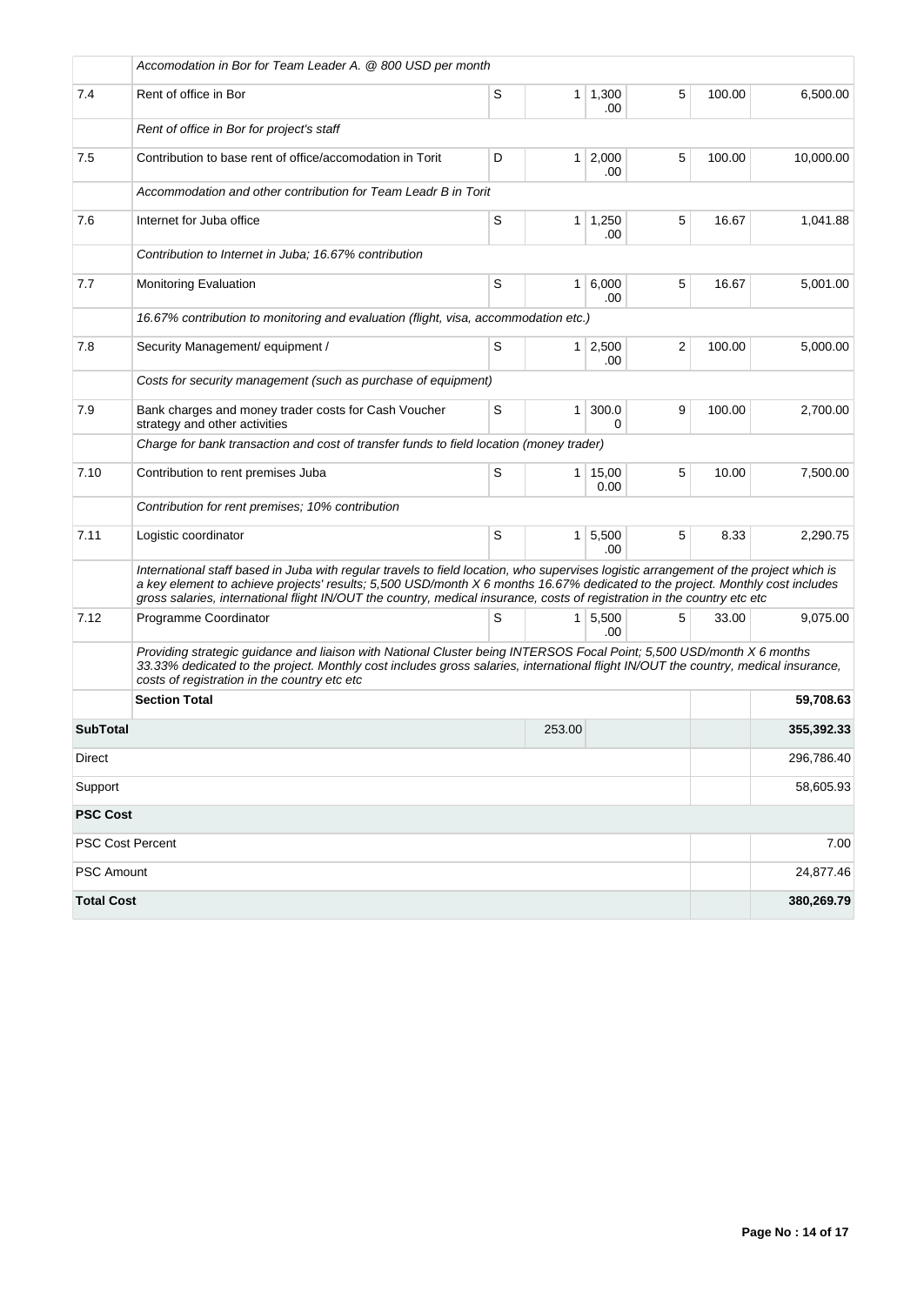| | | | | | | | |
|---|---|---|---|---|---|---|---|
| | *Accomodation in Bor for Team Leader A. @ 800 USD per month* | | | | | | |
| 7.4 | Rent of office in Bor | S | 1 | 1,300.00 | 5 | 100.00 | 6,500.00 |
| | *Rent of office in Bor for project's staff* | | | | | | |
| 7.5 | Contribution to base rent of office/accomodation in Torit | D | 1 | 2,000.00 | 5 | 100.00 | 10,000.00 |
| | *Accommodation and other contribution for Team Leadr B in Torit* | | | | | | |
| 7.6 | Internet for Juba office | S | 1 | 1,250.00 | 5 | 16.67 | 1,041.88 |
| | *Contribution to Internet in Juba; 16.67% contribution* | | | | | | |
| 7.7 | Monitoring Evaluation | S | 1 | 6,000.00 | 5 | 16.67 | 5,001.00 |
| | *16.67% contribution to monitoring and evaluation (flight, visa, accommodation etc.)* | | | | | | |
| 7.8 | Security Management/ equipment / | S | 1 | 2,500.00 | 2 | 100.00 | 5,000.00 |
| | *Costs for security management (such as purchase of equipment)* | | | | | | |
| 7.9 | Bank charges and money trader costs for Cash Voucher strategy and other activities | S | 1 | 300.00 | 9 | 100.00 | 2,700.00 |
| | *Charge for bank transaction and cost of transfer funds to field location (money trader)* | | | | | | |
| 7.10 | Contribution to rent premises Juba | S | 1 | 15,000.00 | 5 | 10.00 | 7,500.00 |
| | *Contribution for rent premises; 10% contribution* | | | | | | |
| 7.11 | Logistic coordinator | S | 1 | 5,500.00 | 5 | 8.33 | 2,290.75 |
| | *International staff based in Juba with regular travels to field location, who supervises logistic arrangement of the project which is a key element to achieve projects' results; 5,500 USD/month X 6 months 16.67% dedicated to the project. Monthly cost includes gross salaries, international flight IN/OUT the country, medical insurance, costs of registration in the country etc etc* | | | | | | |
| 7.12 | Programme Coordinator | S | 1 | 5,500.00 | 5 | 33.00 | 9,075.00 |
| | *Providing strategic guidance and liaison with National Cluster being INTERSOS Focal Point; 5,500 USD/month X 6 months 33.33% dedicated to the project. Monthly cost includes gross salaries, international flight IN/OUT the country, medical insurance, costs of registration in the country etc etc* | | | | | | |
| | **Section Total** | | | | | | **59,708.63** |
| **SubTotal** | | | 253.00 | | | | **355,392.33** |
| Direct | | | | | | | 296,786.40 |
| Support | | | | | | | 58,605.93 |
| **PSC Cost** | | | | | | | |
| PSC Cost Percent | | | | | | | 7.00 |
| PSC Amount | | | | | | | 24,877.46 |
| **Total Cost** | | | | | | | **380,269.79** |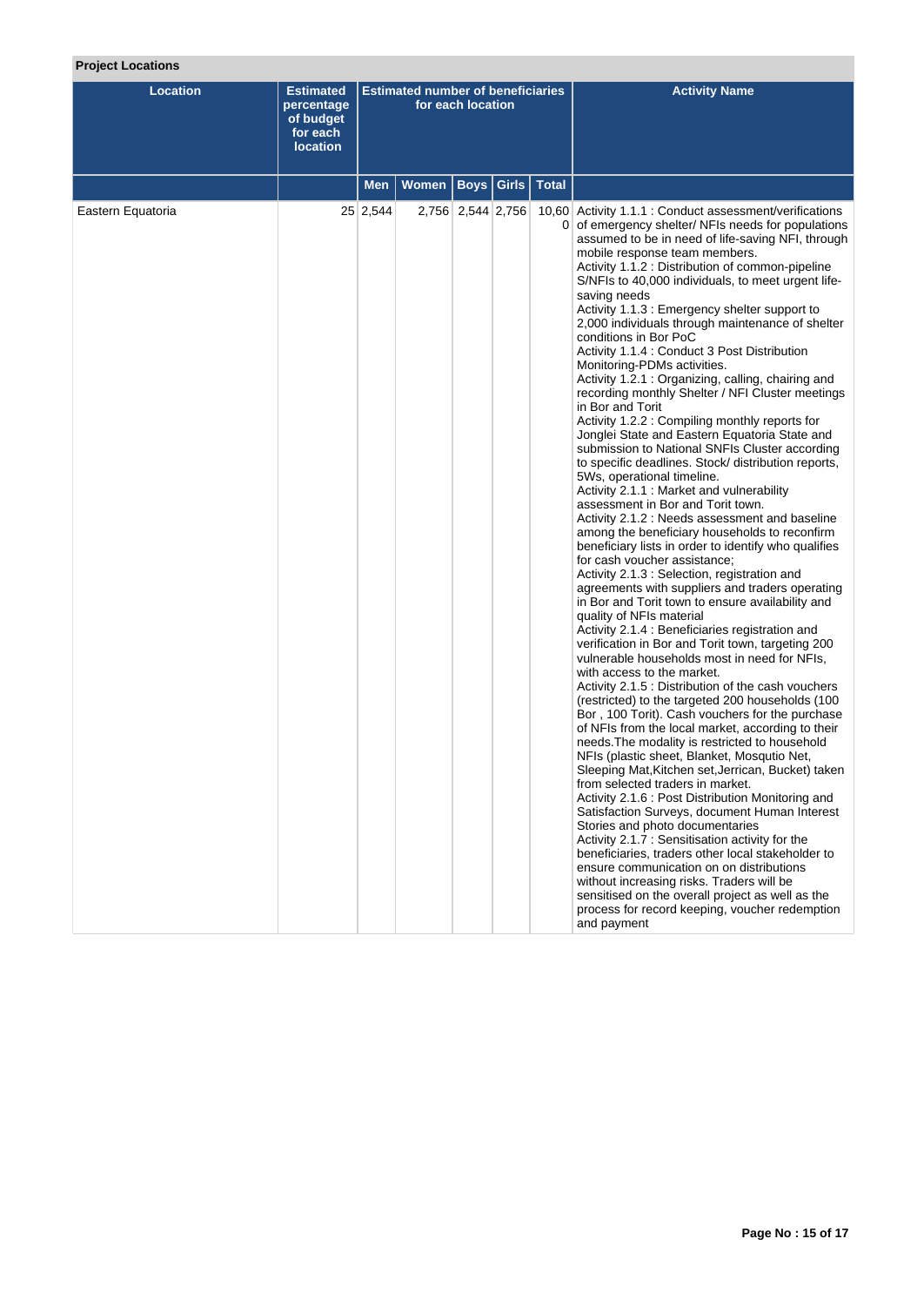**Project Locations**

| Location | Estimated percentage of budget for each location | Estimated number of beneficiaries for each location | | | | | Activity Name |
|---|---|---|---|---|---|---|---|
| | | Men | Women | Boys | Girls | Total | |
| Eastern Equatoria | 25 | 2,544 | 2,756 | 2,544 | 2,756 | 10,600 | Activity 1.1.1 : Conduct assessment/verifications of emergency shelter/ NFIs needs for populations assumed to be in need of life-saving NFI, through mobile response team members.<br>Activity 1.1.2 : Distribution of common-pipeline S/NFIs to 40,000 individuals, to meet urgent life-saving needs<br>Activity 1.1.3 : Emergency shelter support to 2,000 individuals through maintenance of shelter conditions in Bor PoC<br>Activity 1.1.4 : Conduct 3 Post Distribution Monitoring-PDMs activities.<br>Activity 1.2.1 : Organizing, calling, chairing and recording monthly Shelter / NFI Cluster meetings in Bor and Torit<br>Activity 1.2.2 : Compiling monthly reports for Jonglei State and Eastern Equatoria State and submission to National SNFIs Cluster according to specific deadlines. Stock/ distribution reports, 5Ws, operational timeline.<br>Activity 2.1.1 : Market and vulnerability assessment in Bor and Torit town.<br>Activity 2.1.2 : Needs assessment and baseline among the beneficiary households to reconfirm beneficiary lists in order to identify who qualifies for cash voucher assistance;<br>Activity 2.1.3 : Selection, registration and agreements with suppliers and traders operating in Bor and Torit town to ensure availability and quality of NFIs material<br>Activity 2.1.4 : Beneficiaries registration and verification in Bor and Torit town, targeting 200 vulnerable households most in need for NFIs, with access to the market.<br>Activity 2.1.5 : Distribution of the cash vouchers (restricted) to the targeted 200 households (100 Bor , 100 Torit). Cash vouchers for the purchase of NFIs from the local market, according to their needs.The modality is restricted to household NFIs (plastic sheet, Blanket, Mosqutio Net, Sleeping Mat,Kitchen set,Jerrican, Bucket) taken from selected traders in market.<br>Activity 2.1.6 : Post Distribution Monitoring and Satisfaction Surveys, document Human Interest Stories and photo documentaries<br>Activity 2.1.7 : Sensitisation activity for the beneficiaries, traders other local stakeholder to ensure communication on on distributions without increasing risks. Traders will be sensitised on the overall project as well as the process for record keeping, voucher redemption and payment |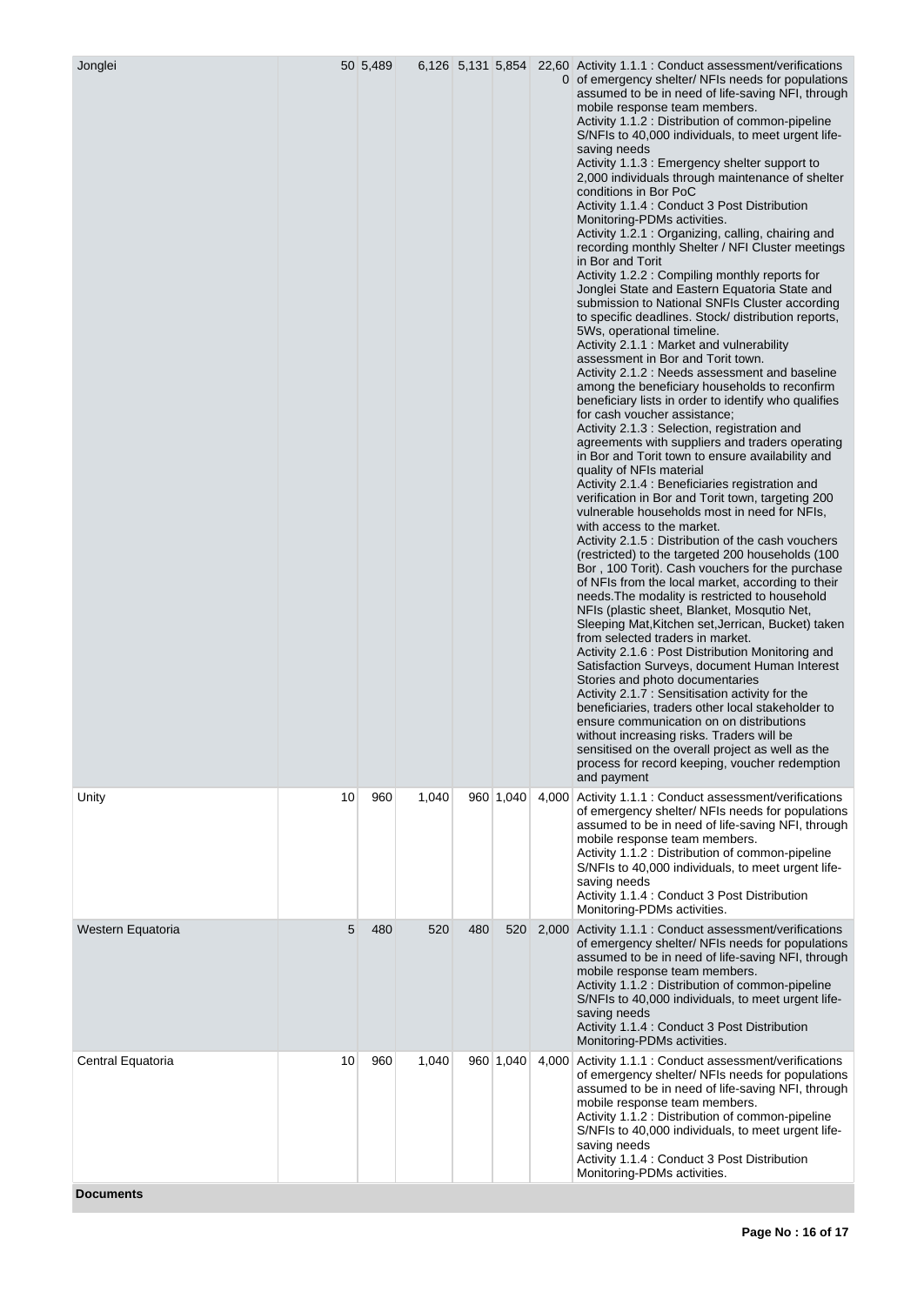| | | | | | | | |
|---|---|---|---|---|---|---|---|
| Jonglei | 50 | 5,489 | 6,126 | 5,131 | 5,854 | 22,600 | Activity 1.1.1 : Conduct assessment/verifications of emergency shelter/ NFIs needs for populations assumed to be in need of life-saving NFI, through mobile response team members.<br>Activity 1.1.2 : Distribution of common-pipeline S/NFIs to 40,000 individuals, to meet urgent life-saving needs<br>Activity 1.1.3 : Emergency shelter support to 2,000 individuals through maintenance of shelter conditions in Bor PoC<br>Activity 1.1.4 : Conduct 3 Post Distribution Monitoring-PDMs activities.<br>Activity 1.2.1 : Organizing, calling, chairing and recording monthly Shelter / NFI Cluster meetings in Bor and Torit<br>Activity 1.2.2 : Compiling monthly reports for Jonglei State and Eastern Equatoria State and submission to National SNFIs Cluster according to specific deadlines. Stock/ distribution reports, 5Ws, operational timeline.<br>Activity 2.1.1 : Market and vulnerability assessment in Bor and Torit town.<br>Activity 2.1.2 : Needs assessment and baseline among the beneficiary households to reconfirm beneficiary lists in order to identify who qualifies for cash voucher assistance;<br>Activity 2.1.3 : Selection, registration and agreements with suppliers and traders operating in Bor and Torit town to ensure availability and quality of NFIs material<br>Activity 2.1.4 : Beneficiaries registration and verification in Bor and Torit town, targeting 200 vulnerable households most in need for NFIs, with access to the market.<br>Activity 2.1.5 : Distribution of the cash vouchers (restricted) to the targeted 200 households (100 Bor , 100 Torit). Cash vouchers for the purchase of NFIs from the local market, according to their needs.The modality is restricted to household NFIs (plastic sheet, Blanket, Mosqutio Net, Sleeping Mat,Kitchen set,Jerrican, Bucket) taken from selected traders in market.<br>Activity 2.1.6 : Post Distribution Monitoring and Satisfaction Surveys, document Human Interest Stories and photo documentaries<br>Activity 2.1.7 : Sensitisation activity for the beneficiaries, traders other local stakeholder to ensure communication on on distributions without increasing risks. Traders will be sensitised on the overall project as well as the process for record keeping, voucher redemption and payment |
| Unity | 10 | 960 | 1,040 | 960 | 1,040 | 4,000 | Activity 1.1.1 : Conduct assessment/verifications of emergency shelter/ NFIs needs for populations assumed to be in need of life-saving NFI, through mobile response team members.<br>Activity 1.1.2 : Distribution of common-pipeline S/NFIs to 40,000 individuals, to meet urgent life-saving needs<br>Activity 1.1.4 : Conduct 3 Post Distribution Monitoring-PDMs activities. |
| Western Equatoria | 5 | 480 | 520 | 480 | 520 | 2,000 | Activity 1.1.1 : Conduct assessment/verifications of emergency shelter/ NFIs needs for populations assumed to be in need of life-saving NFI, through mobile response team members.<br>Activity 1.1.2 : Distribution of common-pipeline S/NFIs to 40,000 individuals, to meet urgent life-saving needs<br>Activity 1.1.4 : Conduct 3 Post Distribution Monitoring-PDMs activities. |
| Central Equatoria | 10 | 960 | 1,040 | 960 | 1,040 | 4,000 | Activity 1.1.1 : Conduct assessment/verifications of emergency shelter/ NFIs needs for populations assumed to be in need of life-saving NFI, through mobile response team members.<br>Activity 1.1.2 : Distribution of common-pipeline S/NFIs to 40,000 individuals, to meet urgent life-saving needs<br>Activity 1.1.4 : Conduct 3 Post Distribution Monitoring-PDMs activities. |

**Documents**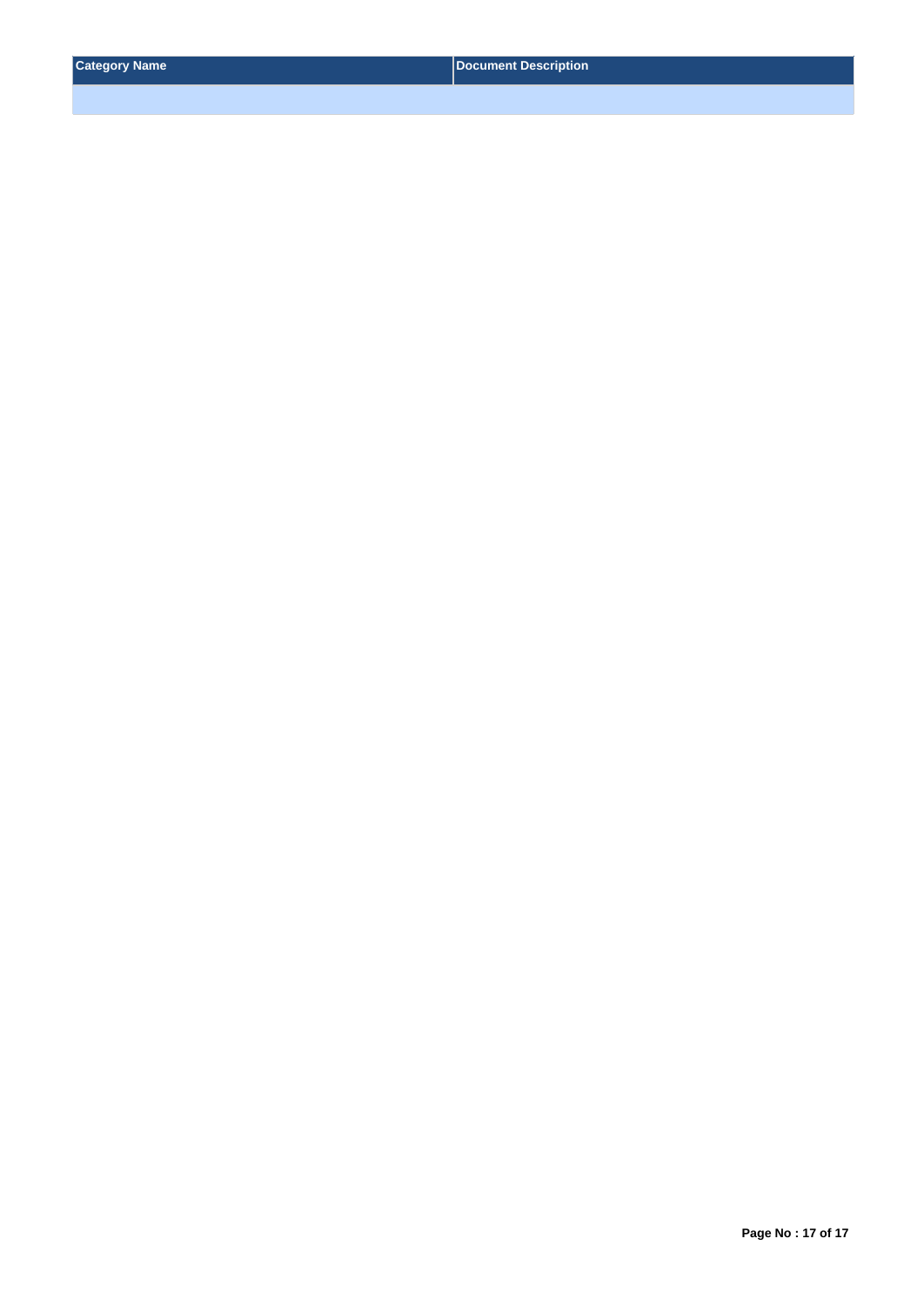| Category Name | Document Description |
| --- | --- |
| | |